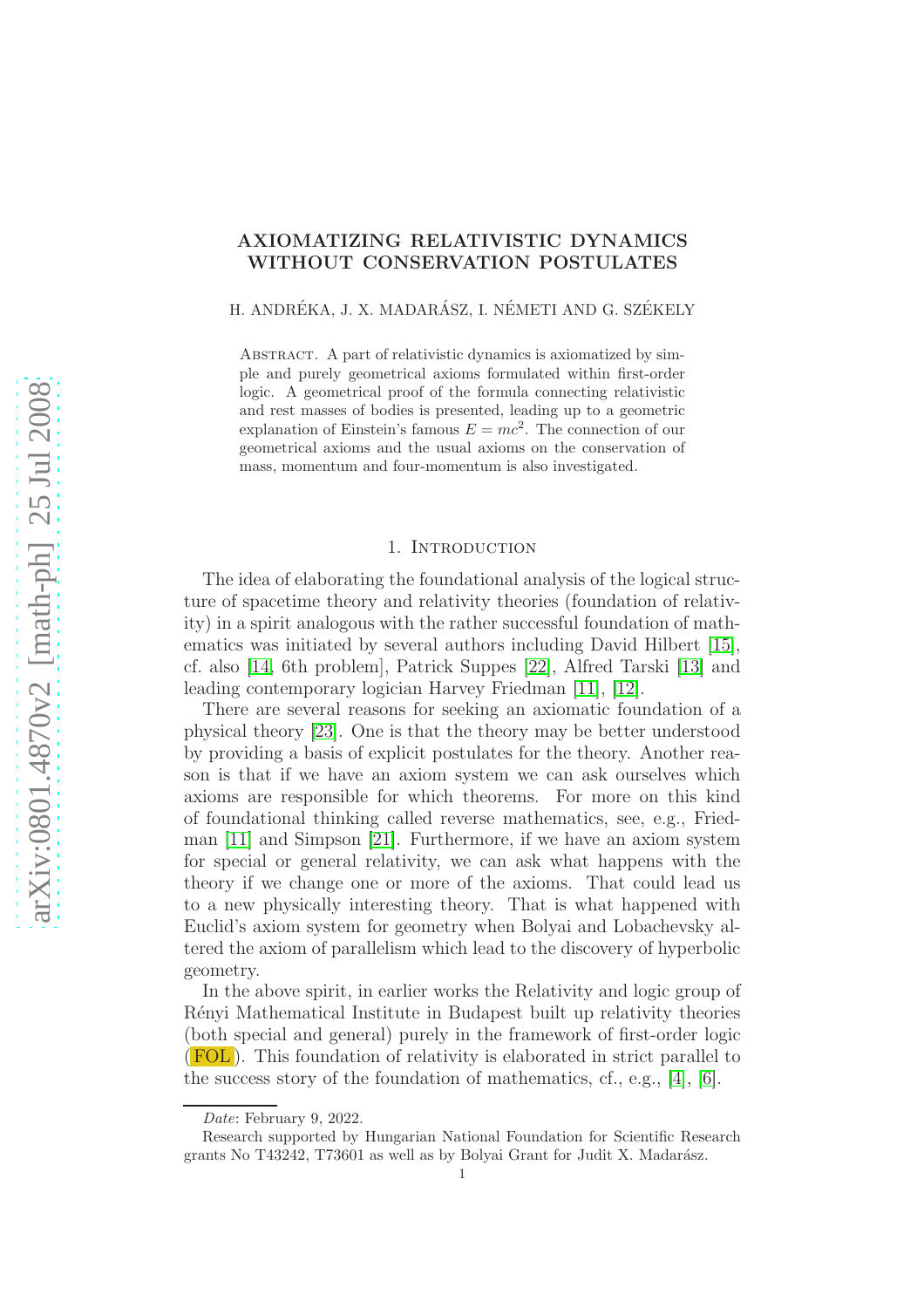# AXIOMATIZING RELATIVISTIC DYNAMICS WITHOUT CONSERVATION POSTULATES

H. ANDRÉKA, J. X. MADARÁSZ, I. NÉMETI AND G. SZÉKELY

Abstract. A part of relativistic dynamics is axiomatized by simple and purely geometrical axioms formulated within first-order logic. A geometrical proof of the formula connecting relativistic and rest masses of bodies is presented, leading up to a geometric explanation of Einstein's famous $E = mc^2$. The connection of our geometrical axioms and the usual axioms on the conservation of mass, momentum and four-momentum is also investigated.

## 1. Introduction

The idea of elaborating the foundational analysis of the logical structure of spacetime theory and relativity theories (foundation of relativity) in a spirit analogous with the rather successful foundation of mathematics was initiated by several authors including David Hilbert [15], cf. also [14, 6th problem], Patrick Suppes [22], Alfred Tarski [13] and leading contemporary logician Harvey Friedman [11], [12].

There are several reasons for seeking an axiomatic foundation of a physical theory [23]. One is that the theory may be better understood by providing a basis of explicit postulates for the theory. Another reason is that if we have an axiom system we can ask ourselves which axioms are responsible for which theorems. For more on this kind of foundational thinking called reverse mathematics, see, e.g., Friedman [11] and Simpson [21]. Furthermore, if we have an axiom system for special or general relativity, we can ask what happens with the theory if we change one or more of the axioms. That could lead us to a new physically interesting theory. That is what happened with Euclid's axiom system for geometry when Bolyai and Lobachevsky altered the axiom of parallelism which lead to the discovery of hyperbolic geometry.

In the above spirit, in earlier works the Relativity and logic group of Rényi Mathematical Institute in Budapest built up relativity theories (both special and general) purely in the framework of first-order logic (FOL). This foundation of relativity is elaborated in strict parallel to the success story of the foundation of mathematics, cf., e.g., [4], [6].

---

*Date*: February 9, 2022.

Research supported by Hungarian National Foundation for Scientific Research grants No T43242, T73601 as well as by Bolyai Grant for Judit X. Madarász.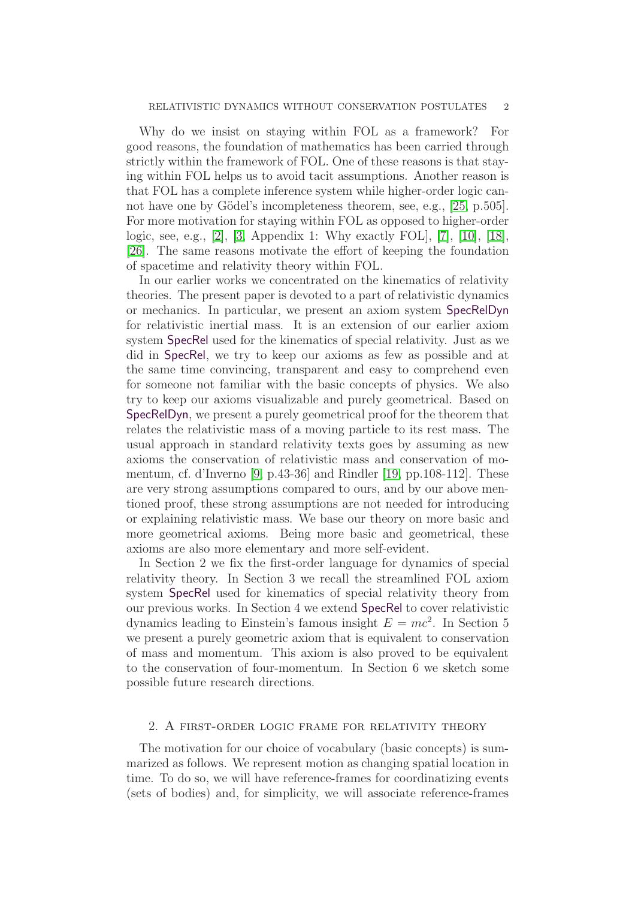Why do we insist on staying within FOL as a framework? For good reasons, the foundation of mathematics has been carried through strictly within the framework of FOL. One of these reasons is that staying within FOL helps us to avoid tacit assumptions. Another reason is that FOL has a complete inference system while higher-order logic cannot have one by Gödel's incompleteness theorem, see, e.g., [25, p.505]. For more motivation for staying within FOL as opposed to higher-order logic, see, e.g., [2], [3, Appendix 1: Why exactly FOL], [7], [10], [18], [26]. The same reasons motivate the effort of keeping the foundation of spacetime and relativity theory within FOL.

In our earlier works we concentrated on the kinematics of relativity theories. The present paper is devoted to a part of relativistic dynamics or mechanics. In particular, we present an axiom system SpecRelDyn for relativistic inertial mass. It is an extension of our earlier axiom system SpecRel used for the kinematics of special relativity. Just as we did in SpecRel, we try to keep our axioms as few as possible and at the same time convincing, transparent and easy to comprehend even for someone not familiar with the basic concepts of physics. We also try to keep our axioms visualizable and purely geometrical. Based on SpecRelDyn, we present a purely geometrical proof for the theorem that relates the relativistic mass of a moving particle to its rest mass. The usual approach in standard relativity texts goes by assuming as new axioms the conservation of relativistic mass and conservation of momentum, cf. d'Inverno [9, p.43-36] and Rindler [19, pp.108-112]. These are very strong assumptions compared to ours, and by our above mentioned proof, these strong assumptions are not needed for introducing or explaining relativistic mass. We base our theory on more basic and more geometrical axioms. Being more basic and geometrical, these axioms are also more elementary and more self-evident.

In Section 2 we fix the first-order language for dynamics of special relativity theory. In Section 3 we recall the streamlined FOL axiom system SpecRel used for kinematics of special relativity theory from our previous works. In Section 4 we extend SpecRel to cover relativistic dynamics leading to Einstein's famous insight $E = mc^2$. In Section 5 we present a purely geometric axiom that is equivalent to conservation of mass and momentum. This axiom is also proved to be equivalent to the conservation of four-momentum. In Section 6 we sketch some possible future research directions.

## 2. A first-order logic frame for relativity theory

The motivation for our choice of vocabulary (basic concepts) is summarized as follows. We represent motion as changing spatial location in time. To do so, we will have reference-frames for coordinatizing events (sets of bodies) and, for simplicity, we will associate reference-frames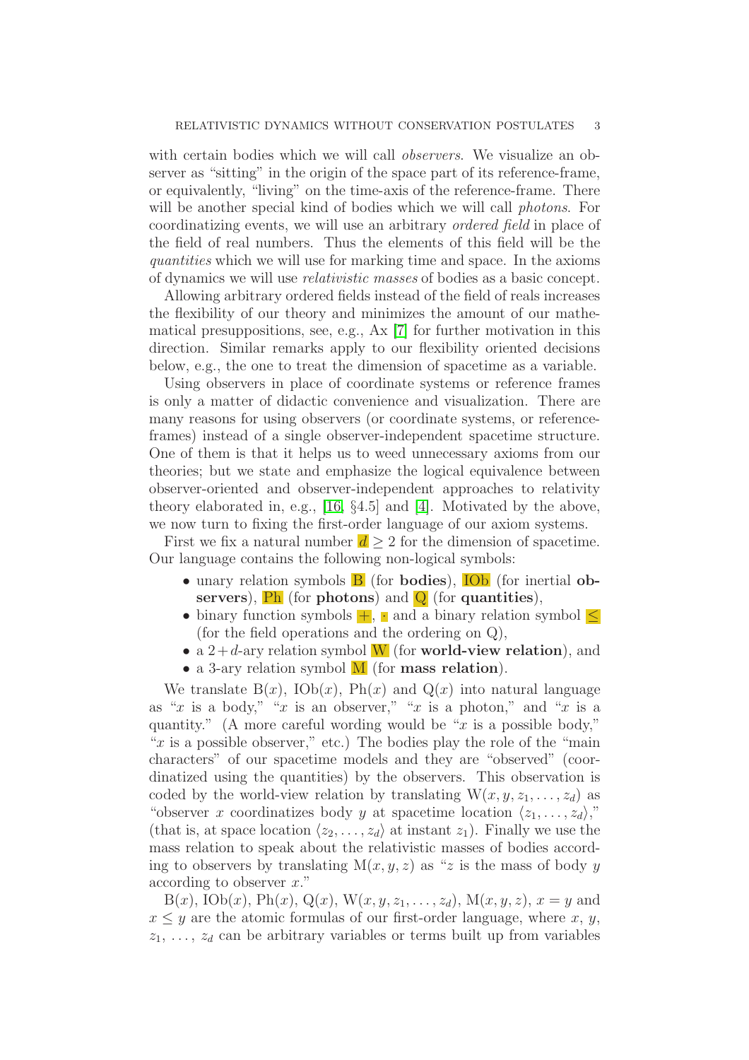with certain bodies which we will call *observers*. We visualize an observer as "sitting" in the origin of the space part of its reference-frame, or equivalently, "living" on the time-axis of the reference-frame. There will be another special kind of bodies which we will call *photons*. For coordinatizing events, we will use an arbitrary *ordered field* in place of the field of real numbers. Thus the elements of this field will be the *quantities* which we will use for marking time and space. In the axioms of dynamics we will use *relativistic masses* of bodies as a basic concept.

Allowing arbitrary ordered fields instead of the field of reals increases the flexibility of our theory and minimizes the amount of our mathematical presuppositions, see, e.g., Ax [7] for further motivation in this direction. Similar remarks apply to our flexibility oriented decisions below, e.g., the one to treat the dimension of spacetime as a variable.

Using observers in place of coordinate systems or reference frames is only a matter of didactic convenience and visualization. There are many reasons for using observers (or coordinate systems, or reference-frames) instead of a single observer-independent spacetime structure. One of them is that it helps us to weed unnecessary axioms from our theories; but we state and emphasize the logical equivalence between observer-oriented and observer-independent approaches to relativity theory elaborated in, e.g., [16, §4.5] and [4]. Motivated by the above, we now turn to fixing the first-order language of our axiom systems.

First we fix a natural number $d \geq 2$ for the dimension of spacetime. Our language contains the following non-logical symbols:

- unary relation symbols $\mathrm{B}$ (for **bodies**), $\mathrm{IOb}$ (for inertial **observers**), $\mathrm{Ph}$ (for **photons**) and $\mathrm{Q}$ (for **quantities**),
- binary function symbols $+$, $\cdot$ and a binary relation symbol $\leq$ (for the field operations and the ordering on Q),
- a $2+d$-ary relation symbol $\mathrm{W}$ (for **world-view relation**), and
- a 3-ary relation symbol $\mathrm{M}$ (for **mass relation**).

We translate $\mathrm{B}(x)$, $\mathrm{IOb}(x)$, $\mathrm{Ph}(x)$ and $\mathrm{Q}(x)$ into natural language as "$x$ is a body," "$x$ is an observer," "$x$ is a photon," and "$x$ is a quantity." (A more careful wording would be "$x$ is a possible body," "$x$ is a possible observer," etc.) The bodies play the role of the "main characters" of our spacetime models and they are "observed" (coordinatized using the quantities) by the observers. This observation is coded by the world-view relation by translating $\mathrm{W}(x, y, z_1, \ldots, z_d)$ as "observer $x$ coordinatizes body $y$ at spacetime location $\langle z_1, \ldots, z_d \rangle$," (that is, at space location $\langle z_2, \ldots, z_d \rangle$ at instant $z_1$). Finally we use the mass relation to speak about the relativistic masses of bodies according to observers by translating $\mathrm{M}(x, y, z)$ as "$z$ is the mass of body $y$ according to observer $x$."

$\mathrm{B}(x)$, $\mathrm{IOb}(x)$, $\mathrm{Ph}(x)$, $\mathrm{Q}(x)$, $\mathrm{W}(x, y, z_1, \ldots, z_d)$, $\mathrm{M}(x, y, z)$, $x = y$ and $x \leq y$ are the atomic formulas of our first-order language, where $x$, $y$, $z_1$, $\ldots$, $z_d$ can be arbitrary variables or terms built up from variables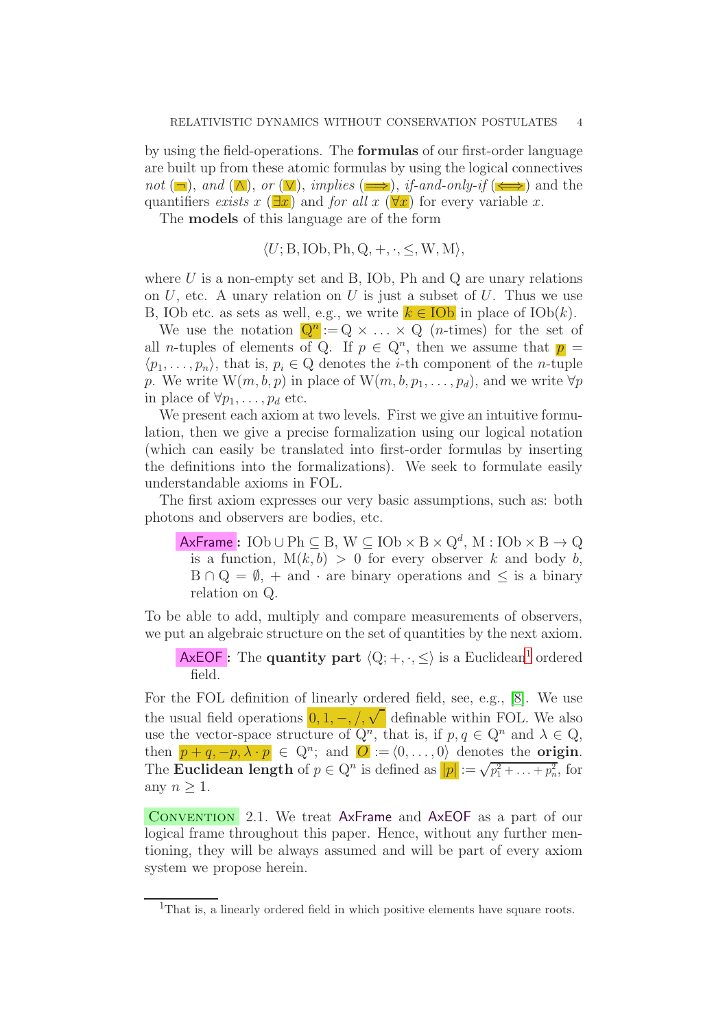by using the field-operations. The **formulas** of our first-order language are built up from these atomic formulas by using the logical connectives *not* ($\neg$), *and* ($\wedge$), *or* ($\vee$), *implies* ($\Longrightarrow$), *if-and-only-if* ($\Longleftrightarrow$) and the quantifiers *exists* $x$ ($\exists x$) and *for all* $x$ ($\forall x$) for every variable $x$.

The **models** of this language are of the form

$$\langle U; \mathrm{B}, \mathrm{IOb}, \mathrm{Ph}, \mathrm{Q}, +, \cdot, \leq, \mathrm{W}, \mathrm{M}\rangle,$$

where $U$ is a non-empty set and B, IOb, Ph and Q are unary relations on $U$, etc. A unary relation on $U$ is just a subset of $U$. Thus we use B, IOb etc. as sets as well, e.g., we write $k \in \mathrm{IOb}$ in place of $\mathrm{IOb}(k)$.

We use the notation $\mathrm{Q}^n := \mathrm{Q} \times \ldots \times \mathrm{Q}$ ($n$-times) for the set of all $n$-tuples of elements of Q. If $p \in \mathrm{Q}^n$, then we assume that $p = \langle p_1, \ldots, p_n\rangle$, that is, $p_i \in \mathrm{Q}$ denotes the $i$-th component of the $n$-tuple $p$. We write $\mathrm{W}(m, b, p)$ in place of $\mathrm{W}(m, b, p_1, \ldots, p_d)$, and we write $\forall p$ in place of $\forall p_1, \ldots, p_d$ etc.

We present each axiom at two levels. First we give an intuitive formulation, then we give a precise formalization using our logical notation (which can easily be translated into first-order formulas by inserting the definitions into the formalizations). We seek to formulate easily understandable axioms in FOL.

The first axiom expresses our very basic assumptions, such as: both photons and observers are bodies, etc.

> **AxFrame:** $\mathrm{IOb} \cup \mathrm{Ph} \subseteq \mathrm{B}$, $\mathrm{W} \subseteq \mathrm{IOb} \times \mathrm{B} \times \mathrm{Q}^d$, $\mathrm{M} : \mathrm{IOb} \times \mathrm{B} \to \mathrm{Q}$ is a function, $\mathrm{M}(k, b) > 0$ for every observer $k$ and body $b$, $\mathrm{B} \cap \mathrm{Q} = \emptyset$, $+$ and $\cdot$ are binary operations and $\leq$ is a binary relation on Q.

To be able to add, multiply and compare measurements of observers, we put an algebraic structure on the set of quantities by the next axiom.

> **AxEOF:** The **quantity part** $\langle \mathrm{Q}; +, \cdot, \leq\rangle$ is a Euclidean[1] ordered field.

For the FOL definition of linearly ordered field, see, e.g., [8]. We use the usual field operations $0, 1, -, /, \sqrt{\ }$ definable within FOL. We also use the vector-space structure of $\mathrm{Q}^n$, that is, if $p, q \in \mathrm{Q}^n$ and $\lambda \in \mathrm{Q}$, then $p + q, -p, \lambda \cdot p \in \mathrm{Q}^n$; and $O := \langle 0, \ldots, 0\rangle$ denotes the **origin**. The **Euclidean length** of $p \in \mathrm{Q}^n$ is defined as $|p| := \sqrt{p_1^2 + \ldots + p_n^2}$, for any $n \geq 1$.

Convention 2.1. We treat AxFrame and AxEOF as a part of our logical frame throughout this paper. Hence, without any further mentioning, they will be always assumed and will be part of every axiom system we propose herein.

[1] That is, a linearly ordered field in which positive elements have square roots.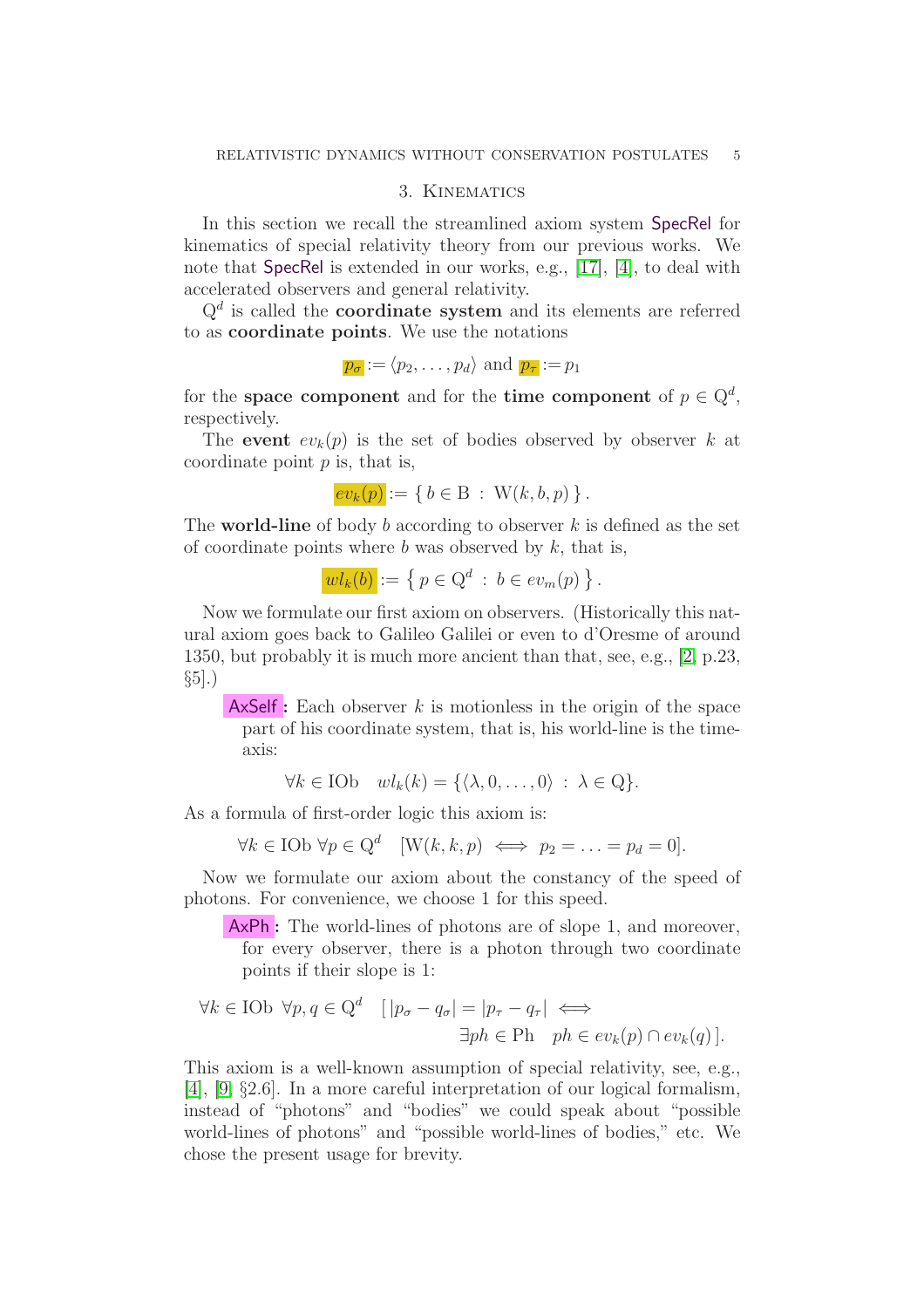## 3. Kinematics

In this section we recall the streamlined axiom system SpecRel for kinematics of special relativity theory from our previous works. We note that SpecRel is extended in our works, e.g., [17], [4], to deal with accelerated observers and general relativity.

$\mathrm{Q}^d$ is called the **coordinate system** and its elements are referred to as **coordinate points**. We use the notations

$$p_\sigma := \langle p_2, \ldots, p_d \rangle \text{ and } p_\tau := p_1$$

for the **space component** and for the **time component** of $p \in \mathrm{Q}^d$, respectively.

The **event** $ev_k(p)$ is the set of bodies observed by observer $k$ at coordinate point $p$ is, that is,

$$ev_k(p) := \{\, b \in \mathrm{B} \,:\, \mathrm{W}(k, b, p) \,\}.$$

The **world-line** of body $b$ according to observer $k$ is defined as the set of coordinate points where $b$ was observed by $k$, that is,

$$wl_k(b) := \{\, p \in \mathrm{Q}^d \,:\, b \in ev_m(p) \,\}.$$

Now we formulate our first axiom on observers. (Historically this natural axiom goes back to Galileo Galilei or even to d'Oresme of around 1350, but probably it is much more ancient than that, see, e.g., [2] p.23, §5].)

> AxSelf **:** Each observer $k$ is motionless in the origin of the space part of his coordinate system, that is, his world-line is the time-axis:
>
> $$\forall k \in \mathrm{IOb} \quad wl_k(k) = \{\langle \lambda, 0, \ldots, 0\rangle \,:\, \lambda \in \mathrm{Q}\}.$$

As a formula of first-order logic this axiom is:

$$\forall k \in \mathrm{IOb}\ \forall p \in \mathrm{Q}^d \quad [\mathrm{W}(k, k, p) \iff p_2 = \ldots = p_d = 0].$$

Now we formulate our axiom about the constancy of the speed of photons. For convenience, we choose 1 for this speed.

> AxPh **:** The world-lines of photons are of slope 1, and moreover, for every observer, there is a photon through two coordinate points if their slope is 1:

$$\forall k \in \mathrm{IOb}\ \ \forall p, q \in \mathrm{Q}^d \quad [\, |p_\sigma - q_\sigma| = |p_\tau - q_\tau| \iff \exists ph \in \mathrm{Ph} \quad ph \in ev_k(p) \cap ev_k(q) \,].$$

This axiom is a well-known assumption of special relativity, see, e.g., [4], [9] §2.6]. In a more careful interpretation of our logical formalism, instead of "photons" and "bodies" we could speak about "possible world-lines of photons" and "possible world-lines of bodies," etc. We chose the present usage for brevity.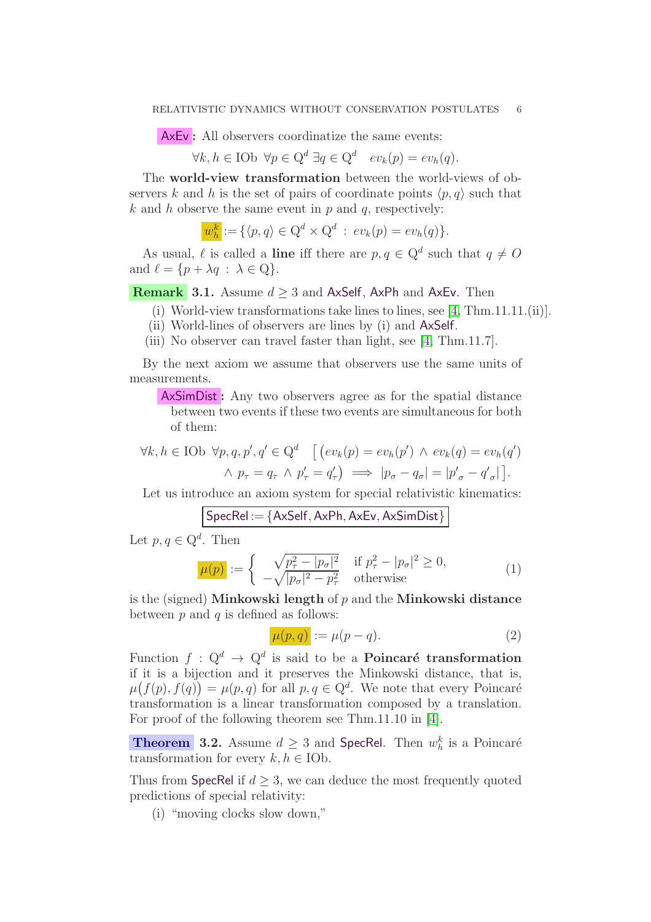**AxEv:** All observers coordinatize the same events:

$$\forall k, h \in \mathrm{IOb} \ \ \forall p \in \mathrm{Q}^d \ \exists q \in \mathrm{Q}^d \quad ev_k(p) = ev_h(q).$$

The **world-view transformation** between the world-views of observers $k$ and $h$ is the set of pairs of coordinate points $\langle p, q\rangle$ such that $k$ and $h$ observe the same event in $p$ and $q$, respectively:

$$w^k_h := \{\langle p, q\rangle \in \mathrm{Q}^d \times \mathrm{Q}^d \ : \ ev_k(p) = ev_h(q)\}.$$

As usual, $\ell$ is called a **line** iff there are $p, q \in \mathrm{Q}^d$ such that $q \neq O$ and $\ell = \{p + \lambda q \ : \ \lambda \in \mathrm{Q}\}$.

**Remark 3.1.** Assume $d \geq 3$ and AxSelf, AxPh and AxEv. Then

(i) World-view transformations take lines to lines, see [4, Thm.11.11.(ii)].
(ii) World-lines of observers are lines by (i) and AxSelf.
(iii) No observer can travel faster than light, see [4, Thm.11.7].

By the next axiom we assume that observers use the same units of measurements.

**AxSimDist:** Any two observers agree as for the spatial distance between two events if these two events are simultaneous for both of them:

$$\forall k, h \in \mathrm{IOb} \ \ \forall p, q, p', q' \in \mathrm{Q}^d \quad \big[ \big(ev_k(p) = ev_h(p') \ \wedge \ ev_k(q) = ev_h(q') \\ \wedge \ p_\tau = q_\tau \ \wedge \ p'_\tau = q'_\tau\big) \implies |p_\sigma - q_\sigma| = |p'_\sigma - q'_\sigma| \big].$$

Let us introduce an axiom system for special relativistic kinematics:

$$\boxed{\mathsf{SpecRel} := \{\mathsf{AxSelf}, \mathsf{AxPh}, \mathsf{AxEv}, \mathsf{AxSimDist}\}}$$

Let $p, q \in \mathrm{Q}^d$. Then

$$\mu(p) := \begin{cases} \sqrt{p_\tau^2 - |p_\sigma|^2} & \text{if } p_\tau^2 - |p_\sigma|^2 \geq 0, \\ -\sqrt{|p_\sigma|^2 - p_\tau^2} & \text{otherwise} \end{cases} \tag{1}$$

is the (signed) **Minkowski length** of $p$ and the **Minkowski distance** between $p$ and $q$ is defined as follows:

$$\mu(p, q) := \mu(p - q). \tag{2}$$

Function $f : \mathrm{Q}^d \to \mathrm{Q}^d$ is said to be a **Poincaré transformation** if it is a bijection and it preserves the Minkowski distance, that is, $\mu\big(f(p), f(q)\big) = \mu(p, q)$ for all $p, q \in \mathrm{Q}^d$. We note that every Poincaré transformation is a linear transformation composed by a translation. For proof of the following theorem see Thm.11.10 in [4].

**Theorem 3.2.** Assume $d \geq 3$ and SpecRel. Then $w^k_h$ is a Poincaré transformation for every $k, h \in \mathrm{IOb}$.

Thus from SpecRel if $d \geq 3$, we can deduce the most frequently quoted predictions of special relativity:

(i) “moving clocks slow down,”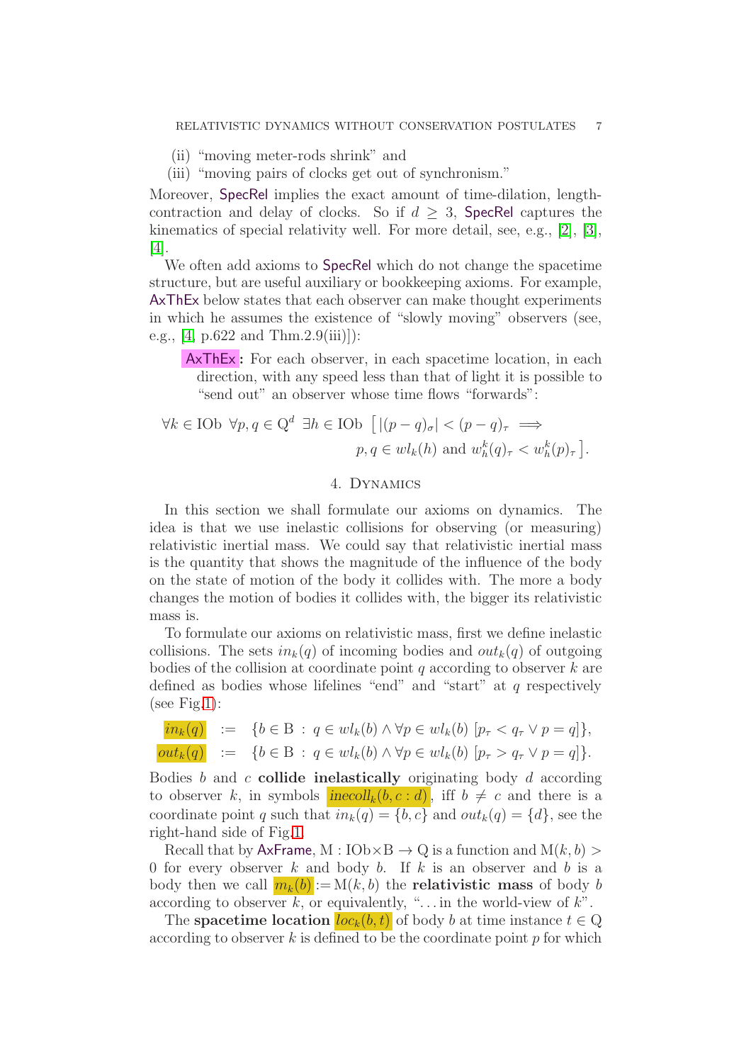(ii) "moving meter-rods shrink" and

(iii) "moving pairs of clocks get out of synchronism."

Moreover, SpecRel implies the exact amount of time-dilation, length-contraction and delay of clocks. So if $d \geq 3$, SpecRel captures the kinematics of special relativity well. For more detail, see, e.g., [2], [3], [4].

We often add axioms to SpecRel which do not change the spacetime structure, but are useful auxiliary or bookkeeping axioms. For example, AxThEx below states that each observer can make thought experiments in which he assumes the existence of "slowly moving" observers (see, e.g., [4, p.622 and Thm.2.9(iii)]):

**AxThEx:** For each observer, in each spacetime location, in each direction, with any speed less than that of light it is possible to "send out" an observer whose time flows "forwards":

$$\forall k \in \mathrm{IOb} \;\; \forall p, q \in \mathrm{Q}^d \;\; \exists h \in \mathrm{IOb} \;\; \big[\, |(p-q)_\sigma| < (p-q)_\tau \implies p, q \in wl_k(h) \text{ and } w^k_h(q)_\tau < w^k_h(p)_\tau \,\big].$$

## 4. Dynamics

In this section we shall formulate our axioms on dynamics. The idea is that we use inelastic collisions for observing (or measuring) relativistic inertial mass. We could say that relativistic inertial mass is the quantity that shows the magnitude of the influence of the body on the state of motion of the body it collides with. The more a body changes the motion of bodies it collides with, the bigger its relativistic mass is.

To formulate our axioms on relativistic mass, first we define inelastic collisions. The sets $in_k(q)$ of incoming bodies and $out_k(q)$ of outgoing bodies of the collision at coordinate point $q$ according to observer $k$ are defined as bodies whose lifelines "end" and "start" at $q$ respectively (see Fig.1):

$$in_k(q) \;:=\; \{b \in \mathrm{B} \,:\, q \in wl_k(b) \wedge \forall p \in wl_k(b) \; [p_\tau < q_\tau \vee p = q]\},$$

$$out_k(q) \;:=\; \{b \in \mathrm{B} \,:\, q \in wl_k(b) \wedge \forall p \in wl_k(b) \; [p_\tau > q_\tau \vee p = q]\}.$$

Bodies $b$ and $c$ **collide inelastically** originating body $d$ according to observer $k$, in symbols $inecoll_k(b, c : d)$, iff $b \neq c$ and there is a coordinate point $q$ such that $in_k(q) = \{b, c\}$ and $out_k(q) = \{d\}$, see the right-hand side of Fig.1.

Recall that by AxFrame, $\mathrm{M} : \mathrm{IOb} \times \mathrm{B} \to \mathrm{Q}$ is a function and $\mathrm{M}(k, b) > 0$ for every observer $k$ and body $b$. If $k$ is an observer and $b$ is a body then we call $m_k(b) := \mathrm{M}(k, b)$ the **relativistic mass** of body $b$ according to observer $k$, or equivalently, "...in the world-view of $k$".

The **spacetime location** $loc_k(b, t)$ of body $b$ at time instance $t \in \mathrm{Q}$ according to observer $k$ is defined to be the coordinate point $p$ for which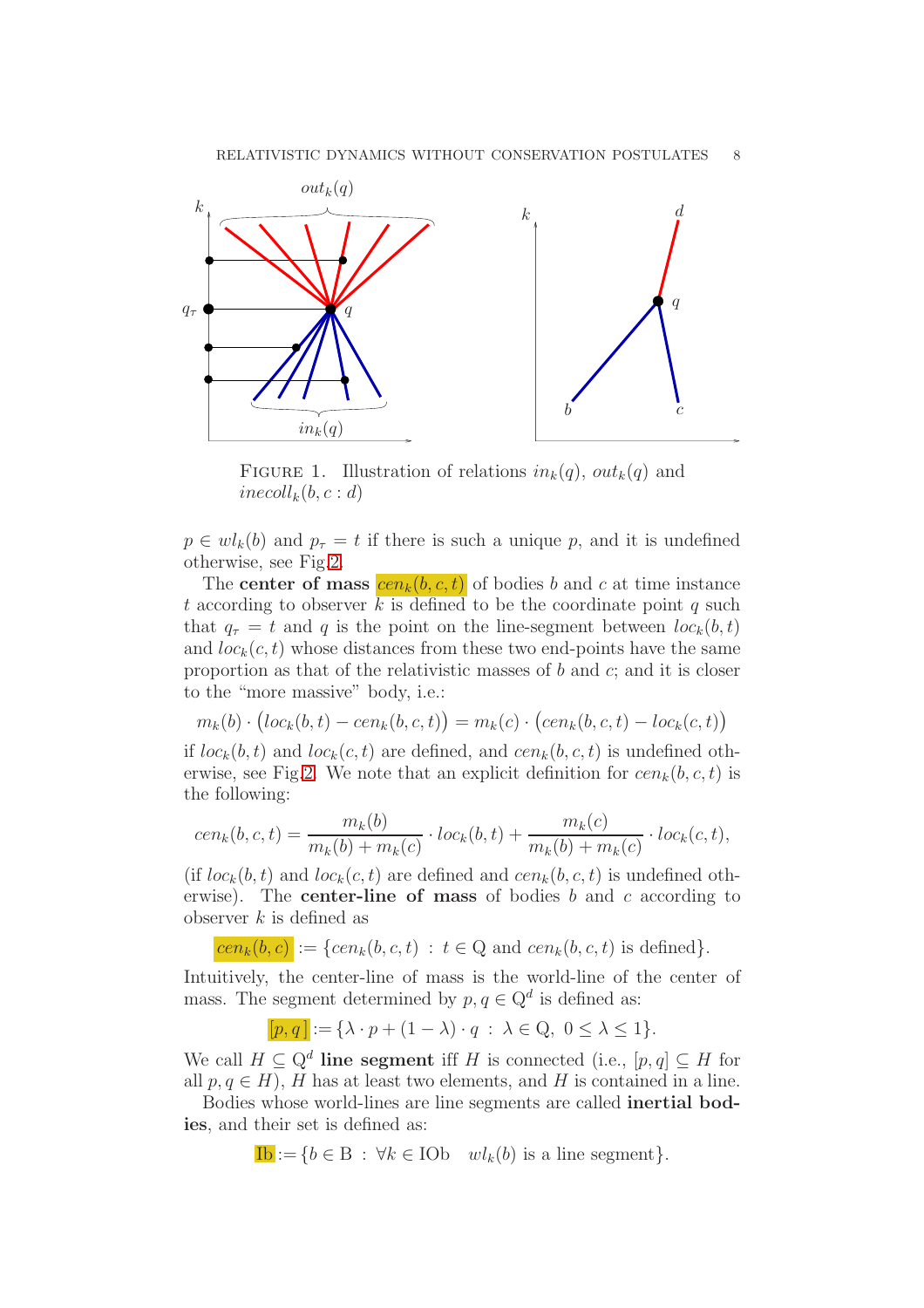FIGURE 1. Illustration of relations $in_k(q)$, $out_k(q)$ and $inecoll_k(b, c : d)$

$p \in wl_k(b)$ and $p_\tau = t$ if there is such a unique $p$, and it is undefined otherwise, see Fig.2.

The **center of mass** $cen_k(b, c, t)$ of bodies $b$ and $c$ at time instance $t$ according to observer $k$ is defined to be the coordinate point $q$ such that $q_\tau = t$ and $q$ is the point on the line-segment between $loc_k(b, t)$ and $loc_k(c, t)$ whose distances from these two end-points have the same proportion as that of the relativistic masses of $b$ and $c$; and it is closer to the "more massive" body, i.e.:

$$m_k(b) \cdot \big(loc_k(b, t) - cen_k(b, c, t)\big) = m_k(c) \cdot \big(cen_k(b, c, t) - loc_k(c, t)\big)$$

if $loc_k(b, t)$ and $loc_k(c, t)$ are defined, and $cen_k(b, c, t)$ is undefined otherwise, see Fig.2. We note that an explicit definition for $cen_k(b, c, t)$ is the following:

$$cen_k(b, c, t) = \frac{m_k(b)}{m_k(b) + m_k(c)} \cdot loc_k(b, t) + \frac{m_k(c)}{m_k(b) + m_k(c)} \cdot loc_k(c, t),$$

(if $loc_k(b, t)$ and $loc_k(c, t)$ are defined and $cen_k(b, c, t)$ is undefined otherwise). The **center-line of mass** of bodies $b$ and $c$ according to observer $k$ is defined as

$$cen_k(b, c) := \{cen_k(b, c, t) \ : \ t \in \mathrm{Q} \text{ and } cen_k(b, c, t) \text{ is defined}\}.$$

Intuitively, the center-line of mass is the world-line of the center of mass. The segment determined by $p, q \in \mathrm{Q}^d$ is defined as:

$$[p, q] := \{\lambda \cdot p + (1 - \lambda) \cdot q \ : \ \lambda \in \mathrm{Q}, \ 0 \le \lambda \le 1\}.$$

We call $H \subseteq \mathrm{Q}^d$ **line segment** iff $H$ is connected (i.e., $[p, q] \subseteq H$ for all $p, q \in H$), $H$ has at least two elements, and $H$ is contained in a line.

Bodies whose world-lines are line segments are called **inertial bodies**, and their set is defined as:

$$\mathrm{Ib} := \{b \in \mathrm{B} \ : \ \forall k \in \mathrm{IOb} \quad wl_k(b) \text{ is a line segment}\}.$$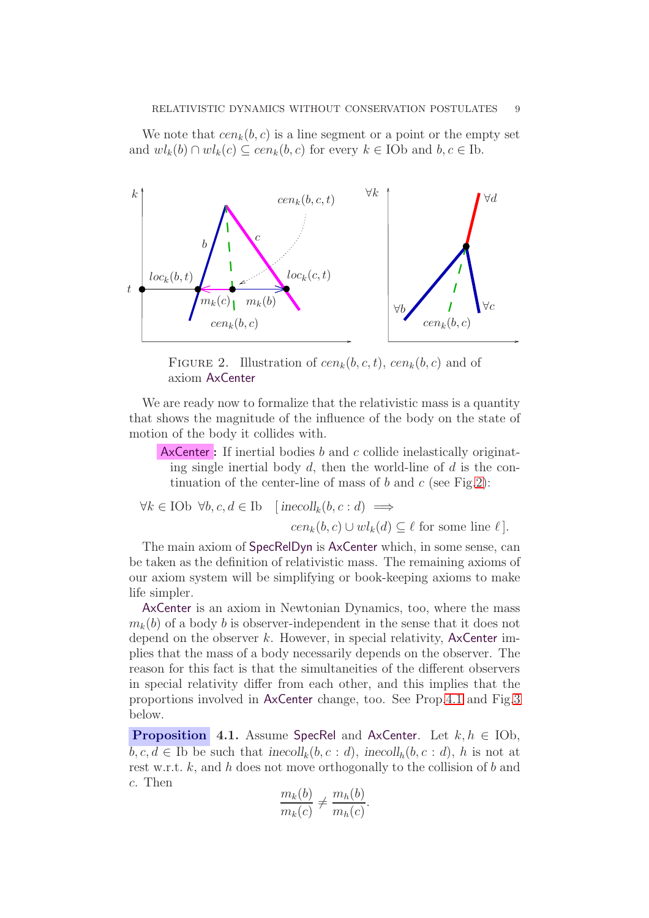We note that $cen_k(b,c)$ is a line segment or a point or the empty set and $wl_k(b) \cap wl_k(c) \subseteq cen_k(b,c)$ for every $k \in \text{IOb}$ and $b, c \in \text{Ib}$.

FIGURE 2. Illustration of $cen_k(b,c,t)$, $cen_k(b,c)$ and of axiom AxCenter

We are ready now to formalize that the relativistic mass is a quantity that shows the magnitude of the influence of the body on the state of motion of the body it collides with.

**AxCenter :** If inertial bodies $b$ and $c$ collide inelastically originating single inertial body $d$, then the world-line of $d$ is the continuation of the center-line of mass of $b$ and $c$ (see Fig.2):

$$\forall k \in \text{IOb} \ \forall b, c, d \in \text{Ib} \quad [\, inecoll_k(b, c : d) \implies cen_k(b,c) \cup wl_k(d) \subseteq \ell \text{ for some line } \ell \,].$$

The main axiom of SpecRelDyn is AxCenter which, in some sense, can be taken as the definition of relativistic mass. The remaining axioms of our axiom system will be simplifying or book-keeping axioms to make life simpler.

AxCenter is an axiom in Newtonian Dynamics, too, where the mass $m_k(b)$ of a body $b$ is observer-independent in the sense that it does not depend on the observer $k$. However, in special relativity, AxCenter implies that the mass of a body necessarily depends on the observer. The reason for this fact is that the simultaneities of the different observers in special relativity differ from each other, and this implies that the proportions involved in AxCenter change, too. See Prop.4.1 and Fig.3 below.

**Proposition 4.1.** Assume SpecRel and AxCenter. Let $k, h \in \text{IOb}$, $b, c, d \in \text{Ib}$ be such that $inecoll_k(b, c : d)$, $inecoll_h(b, c : d)$, $h$ is not at rest w.r.t. $k$, and $h$ does not move orthogonally to the collision of $b$ and $c$. Then

$$\frac{m_k(b)}{m_k(c)} \neq \frac{m_h(b)}{m_h(c)}.$$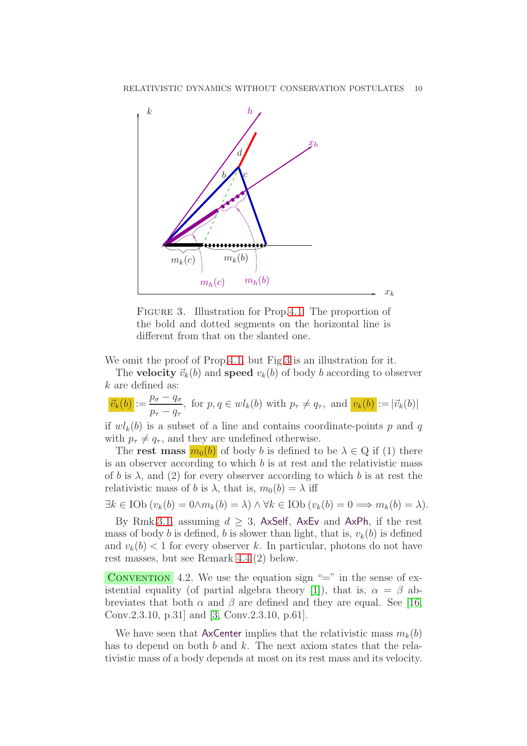FIGURE 3. Illustration for Prop.4.1. The proportion of the bold and dotted segments on the horizontal line is different from that on the slanted one.

We omit the proof of Prop.4.1, but Fig.3 is an illustration for it.

The **velocity** $\vec{v}_k(b)$ and **speed** $v_k(b)$ of body $b$ according to observer $k$ are defined as:

$$\vec{v}_k(b) := \frac{p_\sigma - q_\sigma}{p_\tau - q_\tau}, \text{ for } p, q \in wl_k(b) \text{ with } p_\tau \neq q_\tau, \text{ and } v_k(b) := |\vec{v}_k(b)|$$

if $wl_k(b)$ is a subset of a line and contains coordinate-points $p$ and $q$ with $p_\tau \neq q_\tau$, and they are undefined otherwise.

The **rest mass** $m_0(b)$ of body $b$ is defined to be $\lambda \in \mathrm{Q}$ if (1) there is an observer according to which $b$ is at rest and the relativistic mass of $b$ is $\lambda$, and (2) for every observer according to which $b$ is at rest the relativistic mass of $b$ is $\lambda$, that is, $m_0(b) = \lambda$ iff

$$\exists k \in \mathrm{IOb}\,(v_k(b) = 0 \wedge m_k(b) = \lambda) \wedge \forall k \in \mathrm{IOb}\,(v_k(b) = 0 \Longrightarrow m_k(b) = \lambda).$$

By Rmk.3.1, assuming $d \geq 3$, AxSelf, AxEv and AxPh, if the rest mass of body $b$ is defined, $b$ is slower than light, that is, $v_k(b)$ is defined and $v_k(b) < 1$ for every observer $k$. In particular, photons do not have rest masses, but see Remark 4.4.(2) below.

CONVENTION 4.2. We use the equation sign "=" in the sense of existential equality (of partial algebra theory [1]), that is, $\alpha = \beta$ abbreviates that both $\alpha$ and $\beta$ are defined and they are equal. See [16, Conv.2.3.10, p.31] and [3, Conv.2.3.10, p.61].

We have seen that AxCenter implies that the relativistic mass $m_k(b)$ has to depend on both $b$ and $k$. The next axiom states that the relativistic mass of a body depends at most on its rest mass and its velocity.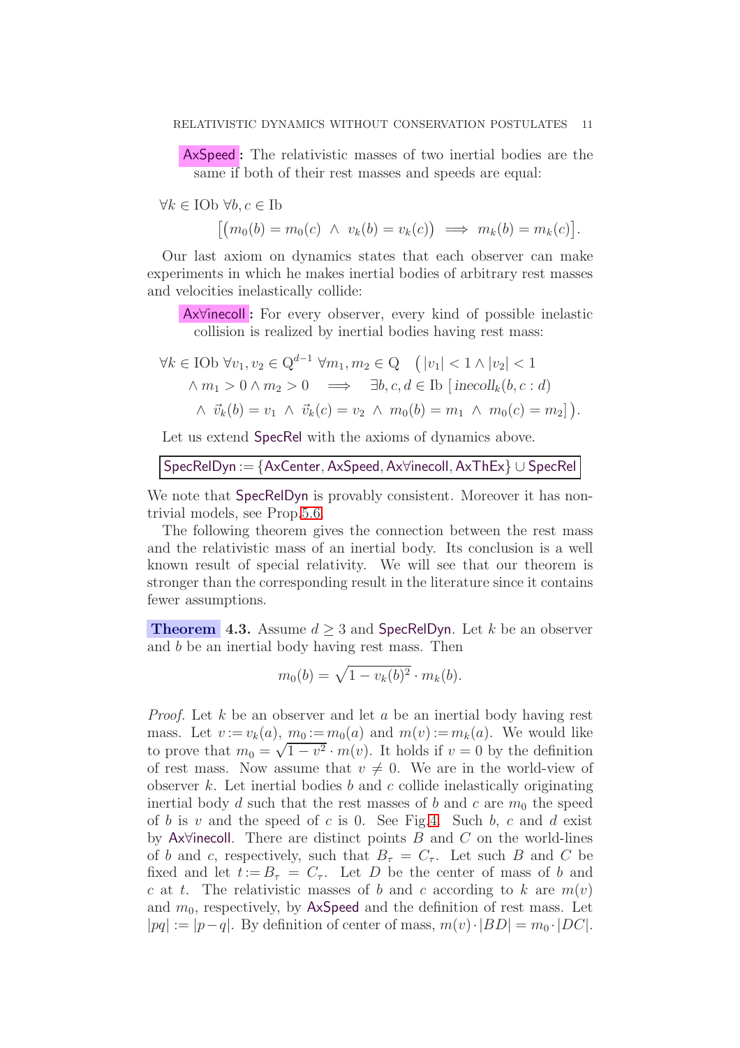**AxSpeed:** The relativistic masses of two inertial bodies are the same if both of their rest masses and speeds are equal:

$$\forall k \in \mathrm{IOb}\ \forall b, c \in \mathrm{Ib}$$
$$\big[\big(m_0(b) = m_0(c) \ \wedge\ v_k(b) = v_k(c)\big) \implies m_k(b) = m_k(c)\big].$$

Our last axiom on dynamics states that each observer can make experiments in which he makes inertial bodies of arbitrary rest masses and velocities inelastically collide:

**Ax∀inecoll:** For every observer, every kind of possible inelastic collision is realized by inertial bodies having rest mass:

$$\forall k \in \mathrm{IOb}\ \forall v_1, v_2 \in \mathrm{Q}^{d-1}\ \forall m_1, m_2 \in \mathrm{Q} \quad \big(|v_1| < 1 \wedge |v_2| < 1$$
$$\wedge\, m_1 > 0 \wedge m_2 > 0 \quad \implies \quad \exists b, c, d \in \mathrm{Ib}\ [\, \mathit{inecoll}_k(b, c : d)$$
$$\wedge\ \vec{v}_k(b) = v_1 \ \wedge\ \vec{v}_k(c) = v_2 \ \wedge\ m_0(b) = m_1 \ \wedge\ m_0(c) = m_2]\big).$$

Let us extend SpecRel with the axioms of dynamics above.

$$\boxed{\mathsf{SpecRelDyn} := \{\mathsf{AxCenter}, \mathsf{AxSpeed}, \mathsf{Ax\forall inecoll}, \mathsf{AxThEx}\} \cup \mathsf{SpecRel}}$$

We note that SpecRelDyn is provably consistent. Moreover it has non-trivial models, see Prop.5.6.

The following theorem gives the connection between the rest mass and the relativistic mass of an inertial body. Its conclusion is a well known result of special relativity. We will see that our theorem is stronger than the corresponding result in the literature since it contains fewer assumptions.

**Theorem 4.3.** Assume $d \geq 3$ and SpecRelDyn. Let $k$ be an observer and $b$ be an inertial body having rest mass. Then

$$m_0(b) = \sqrt{1 - v_k(b)^2} \cdot m_k(b).$$

*Proof.* Let $k$ be an observer and let $a$ be an inertial body having rest mass. Let $v := v_k(a)$, $m_0 := m_0(a)$ and $m(v) := m_k(a)$. We would like to prove that $m_0 = \sqrt{1 - v^2} \cdot m(v)$. It holds if $v = 0$ by the definition of rest mass. Now assume that $v \neq 0$. We are in the world-view of observer $k$. Let inertial bodies $b$ and $c$ collide inelastically originating inertial body $d$ such that the rest masses of $b$ and $c$ are $m_0$ the speed of $b$ is $v$ and the speed of $c$ is 0. See Fig.4. Such $b$, $c$ and $d$ exist by Ax∀inecoll. There are distinct points $B$ and $C$ on the world-lines of $b$ and $c$, respectively, such that $B_\tau = C_\tau$. Let such $B$ and $C$ be fixed and let $t := B_\tau = C_\tau$. Let $D$ be the center of mass of $b$ and $c$ at $t$. The relativistic masses of $b$ and $c$ according to $k$ are $m(v)$ and $m_0$, respectively, by AxSpeed and the definition of rest mass. Let $|pq| := |p - q|$. By definition of center of mass, $m(v) \cdot |BD| = m_0 \cdot |DC|$.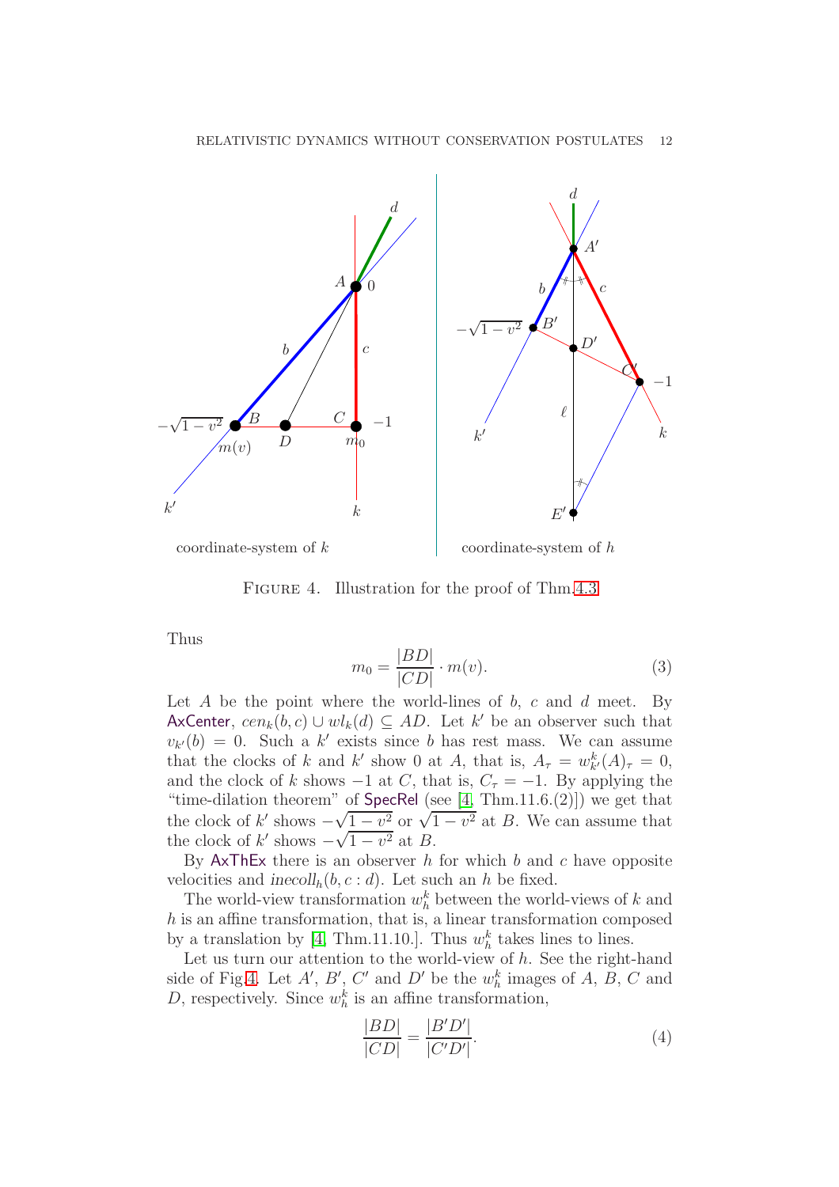FIGURE 4. Illustration for the proof of Thm.4.3

Thus

$$m_0 = \frac{|BD|}{|CD|} \cdot m(v). \tag{3}$$

Let $A$ be the point where the world-lines of $b$, $c$ and $d$ meet. By AxCenter, $cen_k(b, c) \cup wl_k(d) \subseteq AD$. Let $k'$ be an observer such that $v_{k'}(b) = 0$. Such a $k'$ exists since $b$ has rest mass. We can assume that the clocks of $k$ and $k'$ show 0 at $A$, that is, $A_\tau = w^k_{k'}(A)_\tau = 0$, and the clock of $k$ shows $-1$ at $C$, that is, $C_\tau = -1$. By applying the "time-dilation theorem" of SpecRel (see [4, Thm.11.6.(2)]) we get that the clock of $k'$ shows $-\sqrt{1-v^2}$ or $\sqrt{1-v^2}$ at $B$. We can assume that the clock of $k'$ shows $-\sqrt{1-v^2}$ at $B$.

By AxThEx there is an observer $h$ for which $b$ and $c$ have opposite velocities and $inecoll_h(b, c : d)$. Let such an $h$ be fixed.

The world-view transformation $w^k_h$ between the world-views of $k$ and $h$ is an affine transformation, that is, a linear transformation composed by a translation by [4, Thm.11.10.]. Thus $w^k_h$ takes lines to lines.

Let us turn our attention to the world-view of $h$. See the right-hand side of Fig.4. Let $A'$, $B'$, $C'$ and $D'$ be the $w^k_h$ images of $A$, $B$, $C$ and $D$, respectively. Since $w^k_h$ is an affine transformation,

$$\frac{|BD|}{|CD|} = \frac{|B'D'|}{|C'D'|}. \tag{4}$$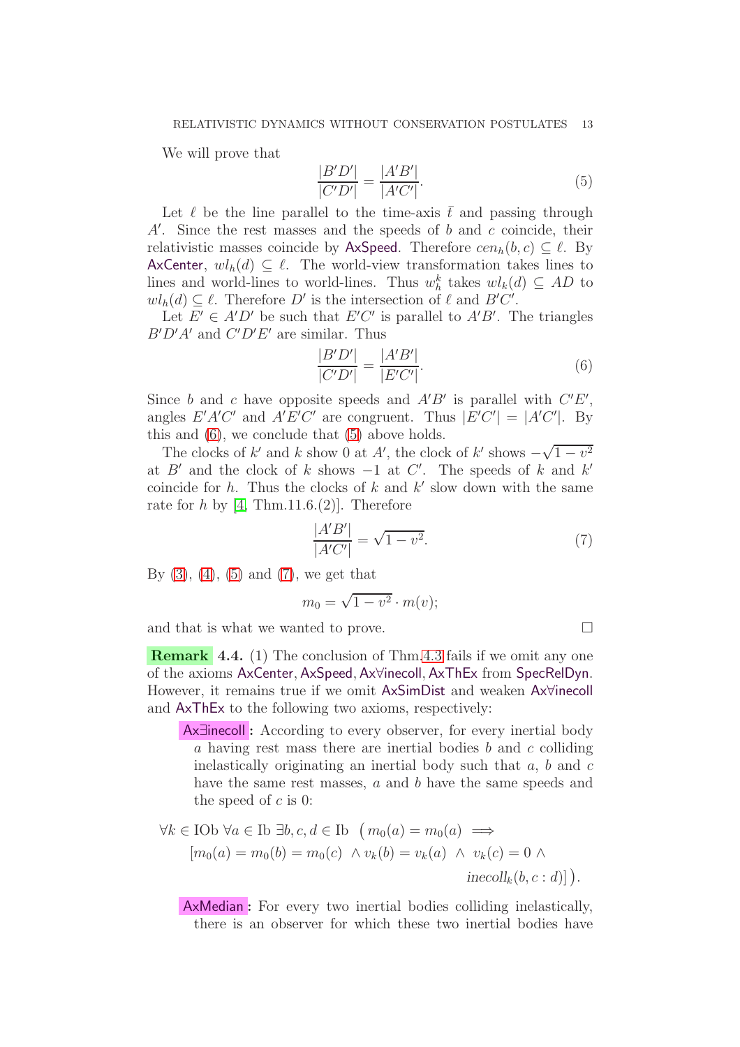We will prove that

$$\frac{|B'D'|}{|C'D'|} = \frac{|A'B'|}{|A'C'|}. \tag{5}$$

Let $\ell$ be the line parallel to the time-axis $\bar{t}$ and passing through $A'$. Since the rest masses and the speeds of $b$ and $c$ coincide, their relativistic masses coincide by AxSpeed. Therefore $cen_h(b, c) \subseteq \ell$. By AxCenter, $wl_h(d) \subseteq \ell$. The world-view transformation takes lines to lines and world-lines to world-lines. Thus $w_h^k$ takes $wl_k(d) \subseteq AD$ to $wl_h(d) \subseteq \ell$. Therefore $D'$ is the intersection of $\ell$ and $B'C'$.

Let $E' \in A'D'$ be such that $E'C'$ is parallel to $A'B'$. The triangles $B'D'A'$ and $C'D'E'$ are similar. Thus

$$\frac{|B'D'|}{|C'D'|} = \frac{|A'B'|}{|E'C'|}. \tag{6}$$

Since $b$ and $c$ have opposite speeds and $A'B'$ is parallel with $C'E'$, angles $E'A'C'$ and $A'E'C'$ are congruent. Thus $|E'C'| = |A'C'|$. By this and (6), we conclude that (5) above holds.

The clocks of $k'$ and $k$ show 0 at $A'$, the clock of $k'$ shows $-\sqrt{1-v^2}$ at $B'$ and the clock of $k$ shows $-1$ at $C'$. The speeds of $k$ and $k'$ coincide for $h$. Thus the clocks of $k$ and $k'$ slow down with the same rate for $h$ by [4, Thm.11.6.(2)]. Therefore

$$\frac{|A'B'|}{|A'C'|} = \sqrt{1-v^2}. \tag{7}$$

By (3), (4), (5) and (7), we get that

$$m_0 = \sqrt{1-v^2} \cdot m(v);$$

and that is what we wanted to prove. □

**Remark 4.4.** (1) The conclusion of Thm.4.3 fails if we omit any one of the axioms AxCenter, AxSpeed, Ax∀inecoll, AxThEx from SpecRelDyn. However, it remains true if we omit AxSimDist and weaken Ax∀inecoll and AxThEx to the following two axioms, respectively:

> **Ax∃inecoll:** According to every observer, for every inertial body $a$ having rest mass there are inertial bodies $b$ and $c$ colliding inelastically originating an inertial body such that $a$, $b$ and $c$ have the same rest masses, $a$ and $b$ have the same speeds and the speed of $c$ is 0:

$$\forall k \in \mathrm{IOb}\ \forall a \in \mathrm{Ib}\ \exists b, c, d \in \mathrm{Ib}\ \big( m_0(a) = m_0(a) \implies$$
$$[m_0(a) = m_0(b) = m_0(c)\ \wedge v_k(b) = v_k(a)\ \wedge\ v_k(c) = 0\ \wedge$$
$$inecoll_k(b, c : d)] \big).$$

> **AxMedian:** For every two inertial bodies colliding inelastically, there is an observer for which these two inertial bodies have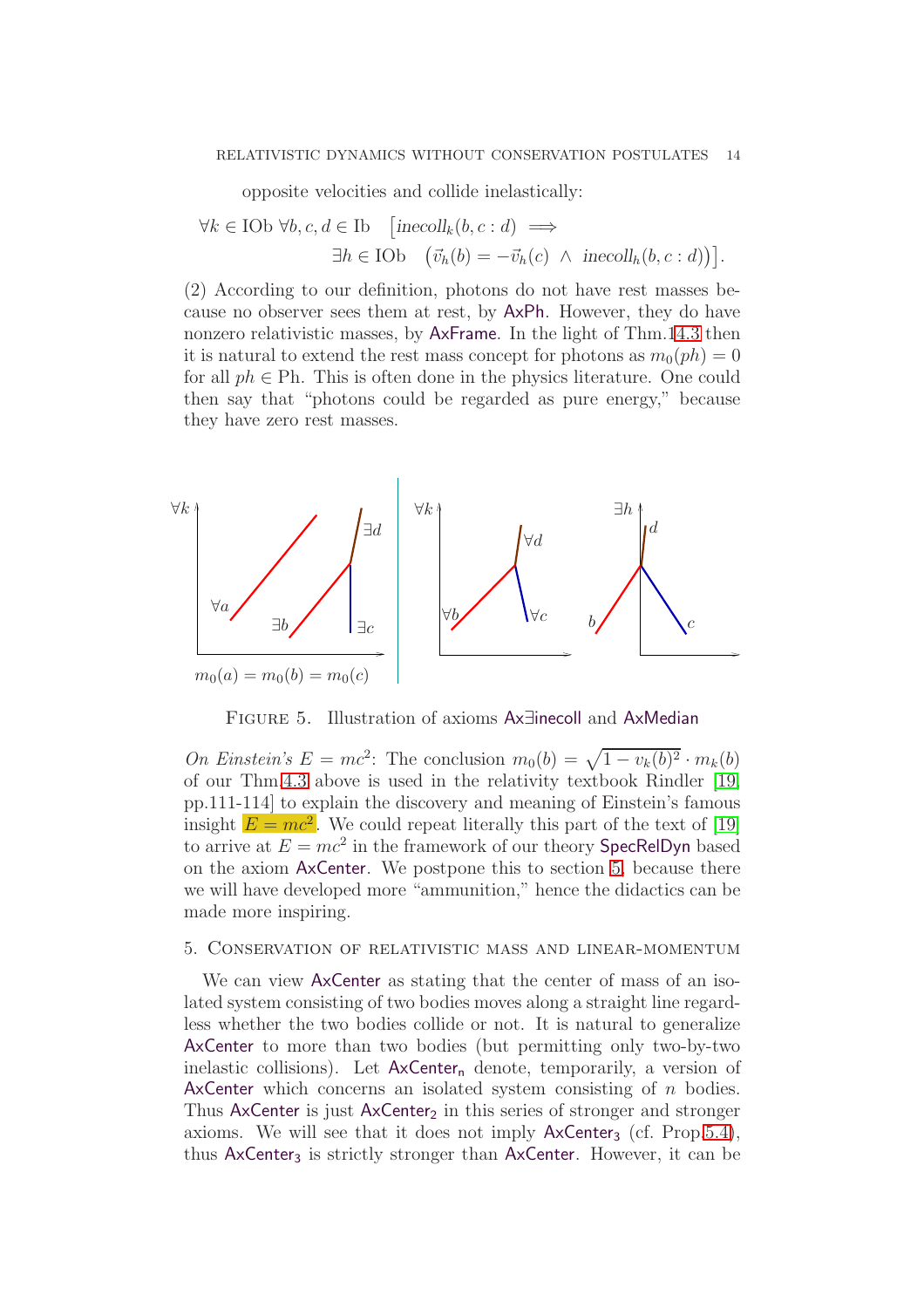opposite velocities and collide inelastically:

$$\forall k \in \mathrm{IOb}\ \forall b, c, d \in \mathrm{Ib} \quad \big[ inecoll_k(b, c : d) \implies \\ \exists h \in \mathrm{IOb} \quad \big(\vec{v}_h(b) = -\vec{v}_h(c)\ \wedge\ inecoll_h(b, c : d)\big)\big].$$

(2) According to our definition, photons do not have rest masses because no observer sees them at rest, by AxPh. However, they do have nonzero relativistic masses, by AxFrame. In the light of Thm.14.3 then it is natural to extend the rest mass concept for photons as $m_0(ph) = 0$ for all $ph \in \mathrm{Ph}$. This is often done in the physics literature. One could then say that "photons could be regarded as pure energy," because they have zero rest masses.

FIGURE 5. Illustration of axioms Ax∃inecoll and AxMedian

*On Einstein's $E = mc^2$*: The conclusion $m_0(b) = \sqrt{1 - v_k(b)^2} \cdot m_k(b)$ of our Thm.4.3 above is used in the relativity textbook Rindler [19, pp.111-114] to explain the discovery and meaning of Einstein's famous insight $E = mc^2$. We could repeat literally this part of the text of [19] to arrive at $E = mc^2$ in the framework of our theory SpecRelDyn based on the axiom AxCenter. We postpone this to section 5, because there we will have developed more "ammunition," hence the didactics can be made more inspiring.

## 5. Conservation of relativistic mass and linear-momentum

We can view AxCenter as stating that the center of mass of an isolated system consisting of two bodies moves along a straight line regardless whether the two bodies collide or not. It is natural to generalize AxCenter to more than two bodies (but permitting only two-by-two inelastic collisions). Let $\mathsf{AxCenter_n}$ denote, temporarily, a version of AxCenter which concerns an isolated system consisting of $n$ bodies. Thus AxCenter is just $\mathsf{AxCenter_2}$ in this series of stronger and stronger axioms. We will see that it does not imply $\mathsf{AxCenter_3}$ (cf. Prop.5.4), thus $\mathsf{AxCenter_3}$ is strictly stronger than AxCenter. However, it can be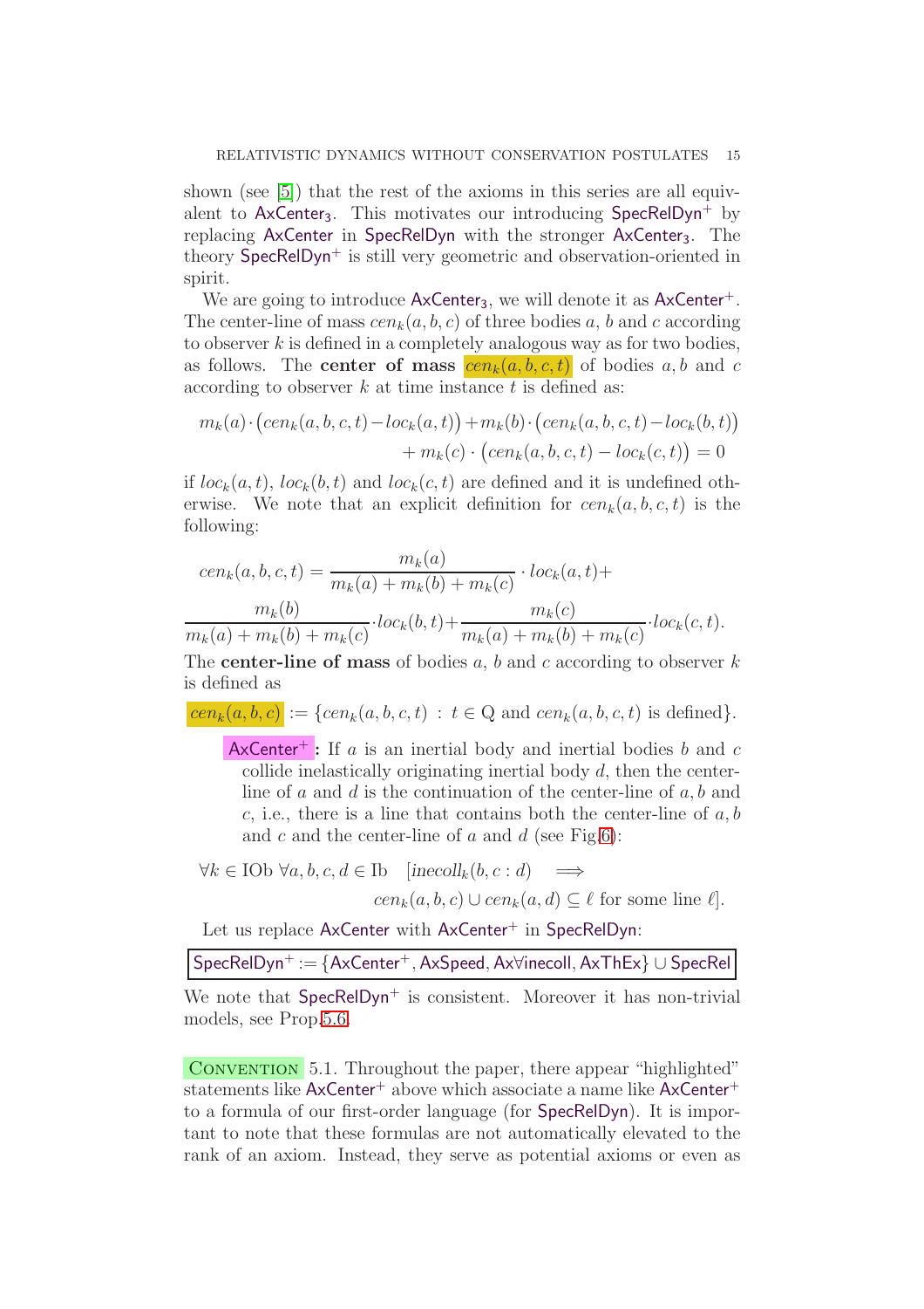shown (see [5]) that the rest of the axioms in this series are all equivalent to AxCenter$_3$. This motivates our introducing SpecRelDyn$^+$ by replacing AxCenter in SpecRelDyn with the stronger AxCenter$_3$. The theory SpecRelDyn$^+$ is still very geometric and observation-oriented in spirit.

We are going to introduce AxCenter$_3$, we will denote it as AxCenter$^+$. The center-line of mass $cen_k(a,b,c)$ of three bodies $a$, $b$ and $c$ according to observer $k$ is defined in a completely analogous way as for two bodies, as follows. The **center of mass** $cen_k(a,b,c,t)$ of bodies $a, b$ and $c$ according to observer $k$ at time instance $t$ is defined as:

$$m_k(a)\cdot\big(cen_k(a,b,c,t) - loc_k(a,t)\big) + m_k(b)\cdot\big(cen_k(a,b,c,t) - loc_k(b,t)\big) + m_k(c)\cdot\big(cen_k(a,b,c,t) - loc_k(c,t)\big) = 0$$

if $loc_k(a,t)$, $loc_k(b,t)$ and $loc_k(c,t)$ are defined and it is undefined otherwise. We note that an explicit definition for $cen_k(a,b,c,t)$ is the following:

$$cen_k(a,b,c,t) = \frac{m_k(a)}{m_k(a)+m_k(b)+m_k(c)}\cdot loc_k(a,t) + \frac{m_k(b)}{m_k(a)+m_k(b)+m_k(c)}\cdot loc_k(b,t) + \frac{m_k(c)}{m_k(a)+m_k(b)+m_k(c)}\cdot loc_k(c,t).$$

The **center-line of mass** of bodies $a$, $b$ and $c$ according to observer $k$ is defined as

$$cen_k(a,b,c) := \{cen_k(a,b,c,t) \;:\; t \in \mathrm{Q} \text{ and } cen_k(a,b,c,t) \text{ is defined}\}.$$

**AxCenter$^+$:** If $a$ is an inertial body and inertial bodies $b$ and $c$ collide inelastically originating inertial body $d$, then the center-line of $a$ and $d$ is the continuation of the center-line of $a, b$ and $c$, i.e., there is a line that contains both the center-line of $a, b$ and $c$ and the center-line of $a$ and $d$ (see Fig.6):

$$\forall k \in \mathrm{IOb}\ \forall a,b,c,d \in \mathrm{Ib}\quad [inecoll_k(b,c:d) \implies cen_k(a,b,c) \cup cen_k(a,d) \subseteq \ell \text{ for some line } \ell].$$

Let us replace AxCenter with AxCenter$^+$ in SpecRelDyn:

**SpecRelDyn$^+$ := {AxCenter$^+$, AxSpeed, Ax∀inecoll, AxThEx} ∪ SpecRel**

We note that SpecRelDyn$^+$ is consistent. Moreover it has non-trivial models, see Prop.5.6.

Convention 5.1. Throughout the paper, there appear "highlighted" statements like AxCenter$^+$ above which associate a name like AxCenter$^+$ to a formula of our first-order language (for SpecRelDyn). It is important to note that these formulas are not automatically elevated to the rank of an axiom. Instead, they serve as potential axioms or even as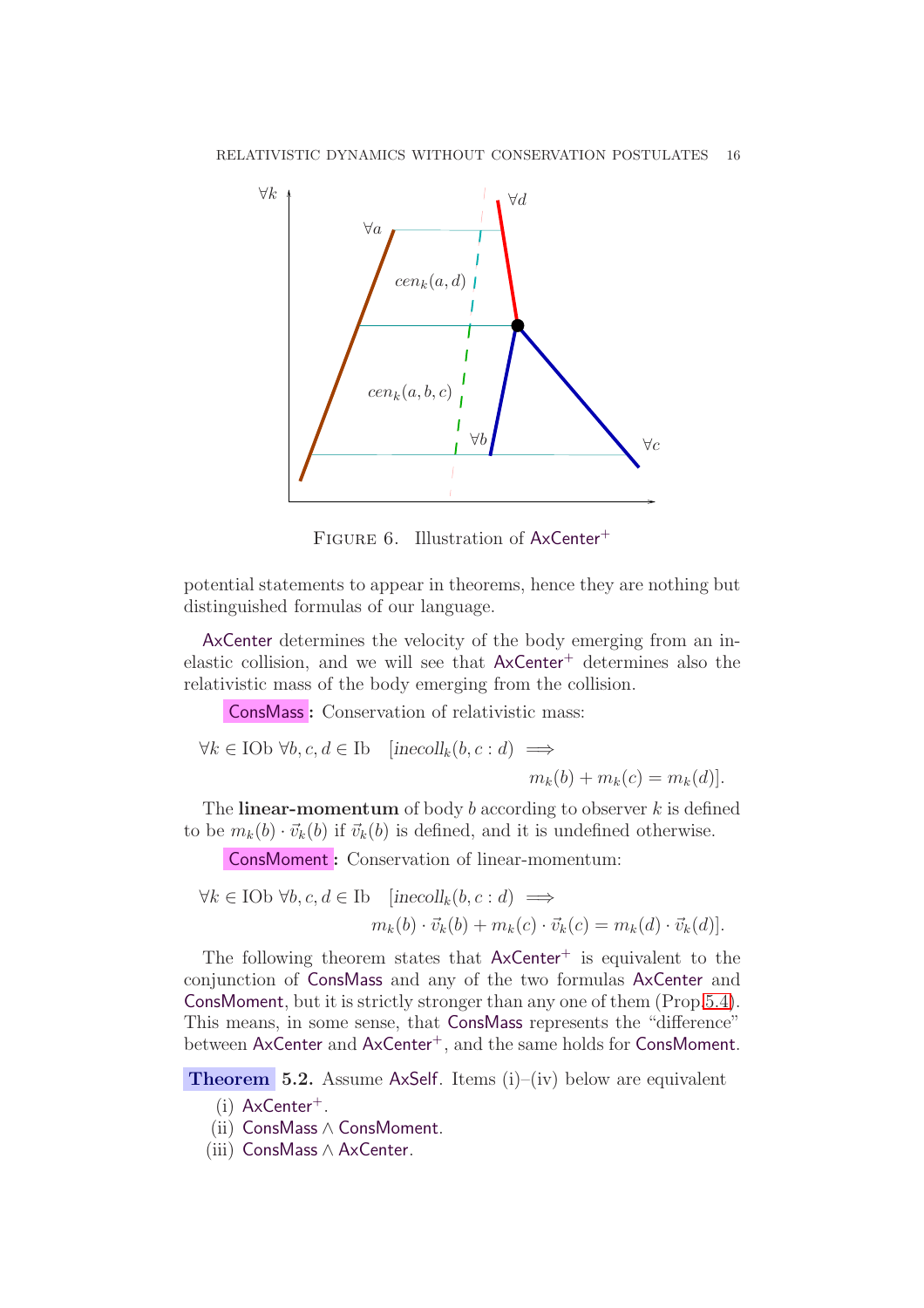FIGURE 6. Illustration of AxCenter$^+$

potential statements to appear in theorems, hence they are nothing but distinguished formulas of our language.

AxCenter determines the velocity of the body emerging from an inelastic collision, and we will see that AxCenter$^+$ determines also the relativistic mass of the body emerging from the collision.

**ConsMass:** Conservation of relativistic mass:

$$\forall k \in \mathrm{IOb}\ \forall b, c, d \in \mathrm{Ib} \quad [inecoll_k(b, c : d) \implies m_k(b) + m_k(c) = m_k(d)].$$

The **linear-momentum** of body $b$ according to observer $k$ is defined to be $m_k(b) \cdot \vec{v}_k(b)$ if $\vec{v}_k(b)$ is defined, and it is undefined otherwise.

**ConsMoment:** Conservation of linear-momentum:

$$\forall k \in \mathrm{IOb}\ \forall b, c, d \in \mathrm{Ib} \quad [inecoll_k(b, c : d) \implies m_k(b) \cdot \vec{v}_k(b) + m_k(c) \cdot \vec{v}_k(c) = m_k(d) \cdot \vec{v}_k(d)].$$

The following theorem states that AxCenter$^+$ is equivalent to the conjunction of ConsMass and any of the two formulas AxCenter and ConsMoment, but it is strictly stronger than any one of them (Prop.5.4). This means, in some sense, that ConsMass represents the "difference" between AxCenter and AxCenter$^+$, and the same holds for ConsMoment.

**Theorem 5.2.** Assume AxSelf. Items (i)–(iv) below are equivalent

(i) AxCenter$^+$.
(ii) ConsMass $\wedge$ ConsMoment.
(iii) ConsMass $\wedge$ AxCenter.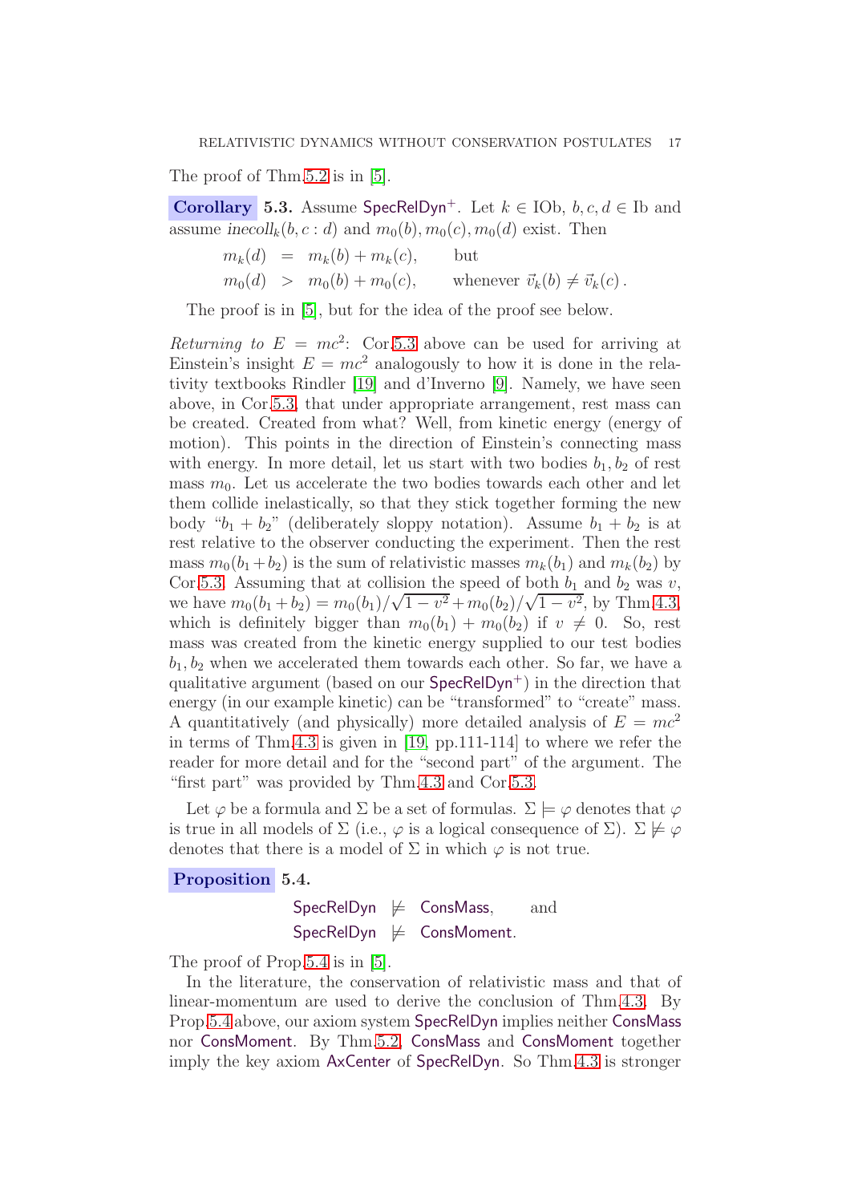The proof of Thm.5.2 is in [5].

**Corollary 5.3.** Assume $\mathsf{SpecRelDyn}^+$. Let $k \in \mathrm{IOb}$, $b, c, d \in \mathrm{Ib}$ and assume $inecoll_k(b, c : d)$ and $m_0(b), m_0(c), m_0(d)$ exist. Then

$$
\begin{aligned}
m_k(d) &= m_k(b) + m_k(c), \qquad \text{but} \\
m_0(d) &> m_0(b) + m_0(c), \qquad \text{whenever } \vec{v}_k(b) \neq \vec{v}_k(c)\,.
\end{aligned}
$$

The proof is in [5], but for the idea of the proof see below.

*Returning to* $E = mc^2$: Cor.5.3 above can be used for arriving at Einstein's insight $E = mc^2$ analogously to how it is done in the relativity textbooks Rindler [19] and d'Inverno [9]. Namely, we have seen above, in Cor.5.3, that under appropriate arrangement, rest mass can be created. Created from what? Well, from kinetic energy (energy of motion). This points in the direction of Einstein's connecting mass with energy. In more detail, let us start with two bodies $b_1, b_2$ of rest mass $m_0$. Let us accelerate the two bodies towards each other and let them collide inelastically, so that they stick together forming the new body "$b_1 + b_2$" (deliberately sloppy notation). Assume $b_1 + b_2$ is at rest relative to the observer conducting the experiment. Then the rest mass $m_0(b_1 + b_2)$ is the sum of relativistic masses $m_k(b_1)$ and $m_k(b_2)$ by Cor.5.3. Assuming that at collision the speed of both $b_1$ and $b_2$ was $v$, we have $m_0(b_1 + b_2) = m_0(b_1)/\sqrt{1-v^2} + m_0(b_2)/\sqrt{1-v^2}$, by Thm.4.3, which is definitely bigger than $m_0(b_1) + m_0(b_2)$ if $v \neq 0$. So, rest mass was created from the kinetic energy supplied to our test bodies $b_1, b_2$ when we accelerated them towards each other. So far, we have a qualitative argument (based on our $\mathsf{SpecRelDyn}^+$) in the direction that energy (in our example kinetic) can be "transformed" to "create" mass. A quantitatively (and physically) more detailed analysis of $E = mc^2$ in terms of Thm.4.3 is given in [19, pp.111-114] to where we refer the reader for more detail and for the "second part" of the argument. The "first part" was provided by Thm.4.3 and Cor.5.3.

Let $\varphi$ be a formula and $\Sigma$ be a set of formulas. $\Sigma \models \varphi$ denotes that $\varphi$ is true in all models of $\Sigma$ (i.e., $\varphi$ is a logical consequence of $\Sigma$). $\Sigma \not\models \varphi$ denotes that there is a model of $\Sigma$ in which $\varphi$ is not true.

**Proposition 5.4.**

$$
\begin{aligned}
\mathsf{SpecRelDyn} &\not\models \mathsf{ConsMass}, \qquad \text{and} \\
\mathsf{SpecRelDyn} &\not\models \mathsf{ConsMoment}.
\end{aligned}
$$

The proof of Prop.5.4 is in [5].

In the literature, the conservation of relativistic mass and that of linear-momentum are used to derive the conclusion of Thm.4.3. By Prop.5.4 above, our axiom system SpecRelDyn implies neither ConsMass nor ConsMoment. By Thm.5.2, ConsMass and ConsMoment together imply the key axiom AxCenter of SpecRelDyn. So Thm.4.3 is stronger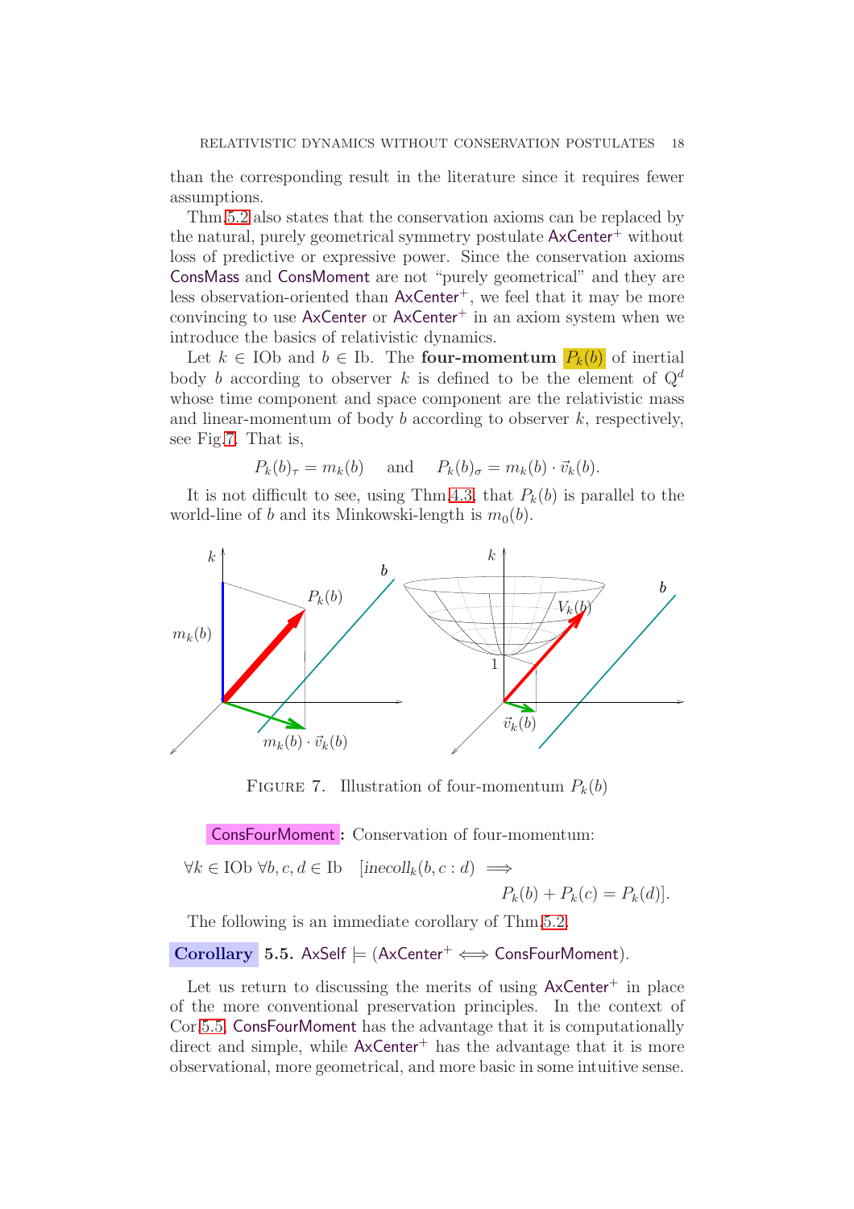than the corresponding result in the literature since it requires fewer assumptions.

Thm.5.2 also states that the conservation axioms can be replaced by the natural, purely geometrical symmetry postulate AxCenter$^+$ without loss of predictive or expressive power. Since the conservation axioms ConsMass and ConsMoment are not "purely geometrical" and they are less observation-oriented than AxCenter$^+$, we feel that it may be more convincing to use AxCenter or AxCenter$^+$ in an axiom system when we introduce the basics of relativistic dynamics.

Let $k \in \mathrm{IOb}$ and $b \in \mathrm{Ib}$. The **four-momentum** $P_k(b)$ of inertial body $b$ according to observer $k$ is defined to be the element of $\mathrm{Q}^d$ whose time component and space component are the relativistic mass and linear-momentum of body $b$ according to observer $k$, respectively, see Fig.7. That is,

$$P_k(b)_\tau = m_k(b) \quad \text{and} \quad P_k(b)_\sigma = m_k(b) \cdot \vec{v}_k(b).$$

It is not difficult to see, using Thm.4.3, that $P_k(b)$ is parallel to the world-line of $b$ and its Minkowski-length is $m_0(b)$.

FIGURE 7. Illustration of four-momentum $P_k(b)$

ConsFourMoment**:** Conservation of four-momentum:

$$\forall k \in \mathrm{IOb}\ \forall b, c, d \in \mathrm{Ib} \quad [\mathit{inecoll}_k(b, c : d) \implies P_k(b) + P_k(c) = P_k(d)].$$

The following is an immediate corollary of Thm.5.2.

**Corollary 5.5.** AxSelf $\models$ (AxCenter$^+$ $\iff$ ConsFourMoment).

Let us return to discussing the merits of using AxCenter$^+$ in place of the more conventional preservation principles. In the context of Cor.5.5, ConsFourMoment has the advantage that it is computationally direct and simple, while AxCenter$^+$ has the advantage that it is more observational, more geometrical, and more basic in some intuitive sense.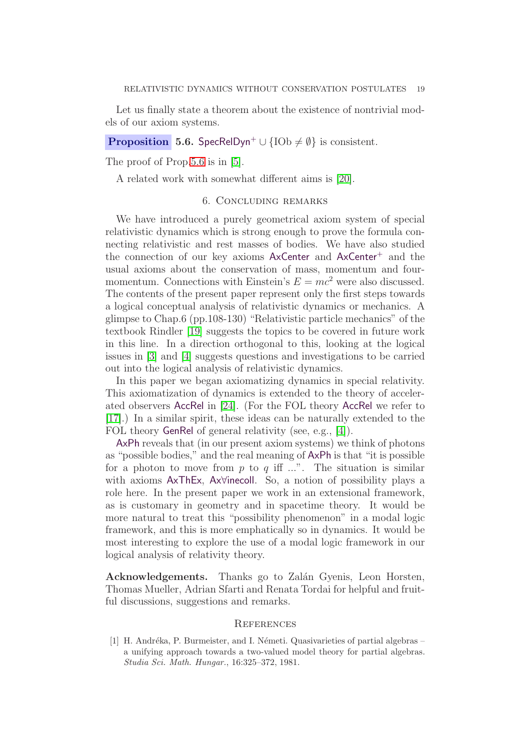Let us finally state a theorem about the existence of nontrivial models of our axiom systems.

**Proposition 5.6.** $\mathsf{SpecRelDyn}^{+} \cup \{\mathrm{IOb} \neq \emptyset\}$ is consistent.

The proof of Prop.5.6 is in [5].

A related work with somewhat different aims is [20].

## 6. Concluding remarks

We have introduced a purely geometrical axiom system of special relativistic dynamics which is strong enough to prove the formula connecting relativistic and rest masses of bodies. We have also studied the connection of our key axioms AxCenter and AxCenter$^{+}$ and the usual axioms about the conservation of mass, momentum and four-momentum. Connections with Einstein's $E = mc^2$ were also discussed. The contents of the present paper represent only the first steps towards a logical conceptual analysis of relativistic dynamics or mechanics. A glimpse to Chap.6 (pp.108-130) "Relativistic particle mechanics" of the textbook Rindler [19] suggests the topics to be covered in future work in this line. In a direction orthogonal to this, looking at the logical issues in [3] and [4] suggests questions and investigations to be carried out into the logical analysis of relativistic dynamics.

In this paper we began axiomatizing dynamics in special relativity. This axiomatization of dynamics is extended to the theory of accelerated observers AccRel in [24]. (For the FOL theory AccRel we refer to [17].) In a similar spirit, these ideas can be naturally extended to the FOL theory GenRel of general relativity (see, e.g., [4]).

AxPh reveals that (in our present axiom systems) we think of photons as "possible bodies," and the real meaning of AxPh is that "it is possible for a photon to move from $p$ to $q$ iff ...". The situation is similar with axioms AxThEx, Ax∀inecoll. So, a notion of possibility plays a role here. In the present paper we work in an extensional framework, as is customary in geometry and in spacetime theory. It would be more natural to treat this "possibility phenomenon" in a modal logic framework, and this is more emphatically so in dynamics. It would be most interesting to explore the use of a modal logic framework in our logical analysis of relativity theory.

**Acknowledgements.** Thanks go to Zalán Gyenis, Leon Horsten, Thomas Mueller, Adrian Sfarti and Renata Tordai for helpful and fruitful discussions, suggestions and remarks.

## References

[1] H. Andréka, P. Burmeister, and I. Németi. Quasivarieties of partial algebras – a unifying approach towards a two-valued model theory for partial algebras. *Studia Sci. Math. Hungar.*, 16:325–372, 1981.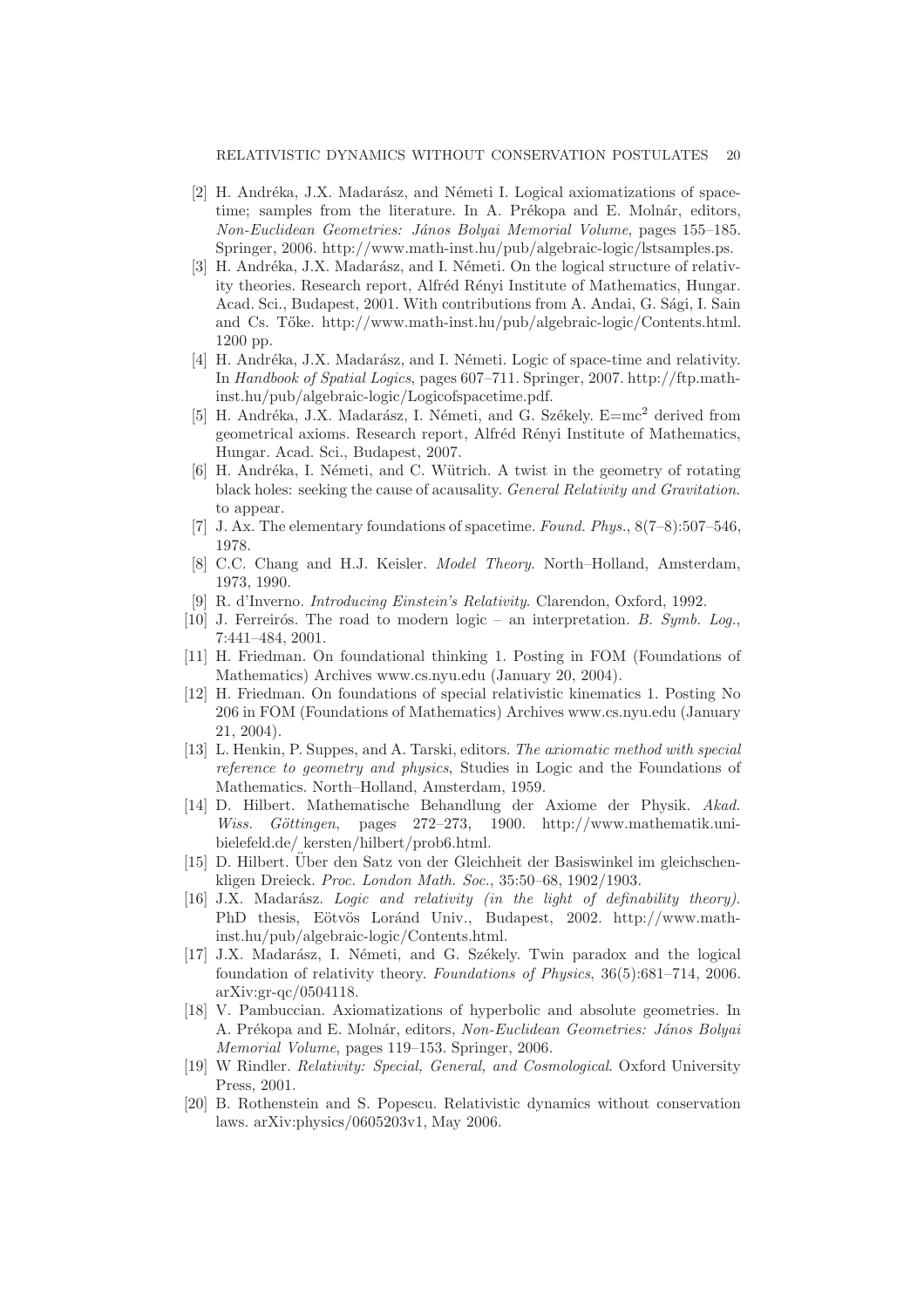[2] H. Andréka, J.X. Madarász, and Németi I. Logical axiomatizations of space-time; samples from the literature. In A. Prékopa and E. Molnár, editors, *Non-Euclidean Geometries: János Bolyai Memorial Volume*, pages 155–185. Springer, 2006. http://www.math-inst.hu/pub/algebraic-logic/lstsamples.ps.

[3] H. Andréka, J.X. Madarász, and I. Németi. On the logical structure of relativity theories. Research report, Alfréd Rényi Institute of Mathematics, Hungar. Acad. Sci., Budapest, 2001. With contributions from A. Andai, G. Sági, I. Sain and Cs. Tőke. http://www.math-inst.hu/pub/algebraic-logic/Contents.html. 1200 pp.

[4] H. Andréka, J.X. Madarász, and I. Németi. Logic of space-time and relativity. In *Handbook of Spatial Logics*, pages 607–711. Springer, 2007. http://ftp.math-inst.hu/pub/algebraic-logic/Logicofspacetime.pdf.

[5] H. Andréka, J.X. Madarász, I. Németi, and G. Székely. E=mc$^2$ derived from geometrical axioms. Research report, Alfréd Rényi Institute of Mathematics, Hungar. Acad. Sci., Budapest, 2007.

[6] H. Andréka, I. Németi, and C. Wütrich. A twist in the geometry of rotating black holes: seeking the cause of acausality. *General Relativity and Gravitation*. to appear.

[7] J. Ax. The elementary foundations of spacetime. *Found. Phys.*, 8(7–8):507–546, 1978.

[8] C.C. Chang and H.J. Keisler. *Model Theory*. North–Holland, Amsterdam, 1973, 1990.

[9] R. d'Inverno. *Introducing Einstein's Relativity*. Clarendon, Oxford, 1992.

[10] J. Ferreirós. The road to modern logic – an interpretation. *B. Symb. Log.*, 7:441–484, 2001.

[11] H. Friedman. On foundational thinking 1. Posting in FOM (Foundations of Mathematics) Archives www.cs.nyu.edu (January 20, 2004).

[12] H. Friedman. On foundations of special relativistic kinematics 1. Posting No 206 in FOM (Foundations of Mathematics) Archives www.cs.nyu.edu (January 21, 2004).

[13] L. Henkin, P. Suppes, and A. Tarski, editors. *The axiomatic method with special reference to geometry and physics*, Studies in Logic and the Foundations of Mathematics. North–Holland, Amsterdam, 1959.

[14] D. Hilbert. Mathematische Behandlung der Axiome der Physik. *Akad. Wiss. Göttingen*, pages 272–273, 1900. http://www.mathematik.uni-bielefeld.de/ kersten/hilbert/prob6.html.

[15] D. Hilbert. Über den Satz von der Gleichheit der Basiswinkel im gleichschenkligen Dreieck. *Proc. London Math. Soc.*, 35:50–68, 1902/1903.

[16] J.X. Madarász. *Logic and relativity (in the light of definability theory)*. PhD thesis, Eötvös Loránd Univ., Budapest, 2002. http://www.math-inst.hu/pub/algebraic-logic/Contents.html.

[17] J.X. Madarász, I. Németi, and G. Székely. Twin paradox and the logical foundation of relativity theory. *Foundations of Physics*, 36(5):681–714, 2006. arXiv:gr-qc/0504118.

[18] V. Pambuccian. Axiomatizations of hyperbolic and absolute geometries. In A. Prékopa and E. Molnár, editors, *Non-Euclidean Geometries: János Bolyai Memorial Volume*, pages 119–153. Springer, 2006.

[19] W Rindler. *Relativity: Special, General, and Cosmological*. Oxford University Press, 2001.

[20] B. Rothenstein and S. Popescu. Relativistic dynamics without conservation laws. arXiv:physics/0605203v1, May 2006.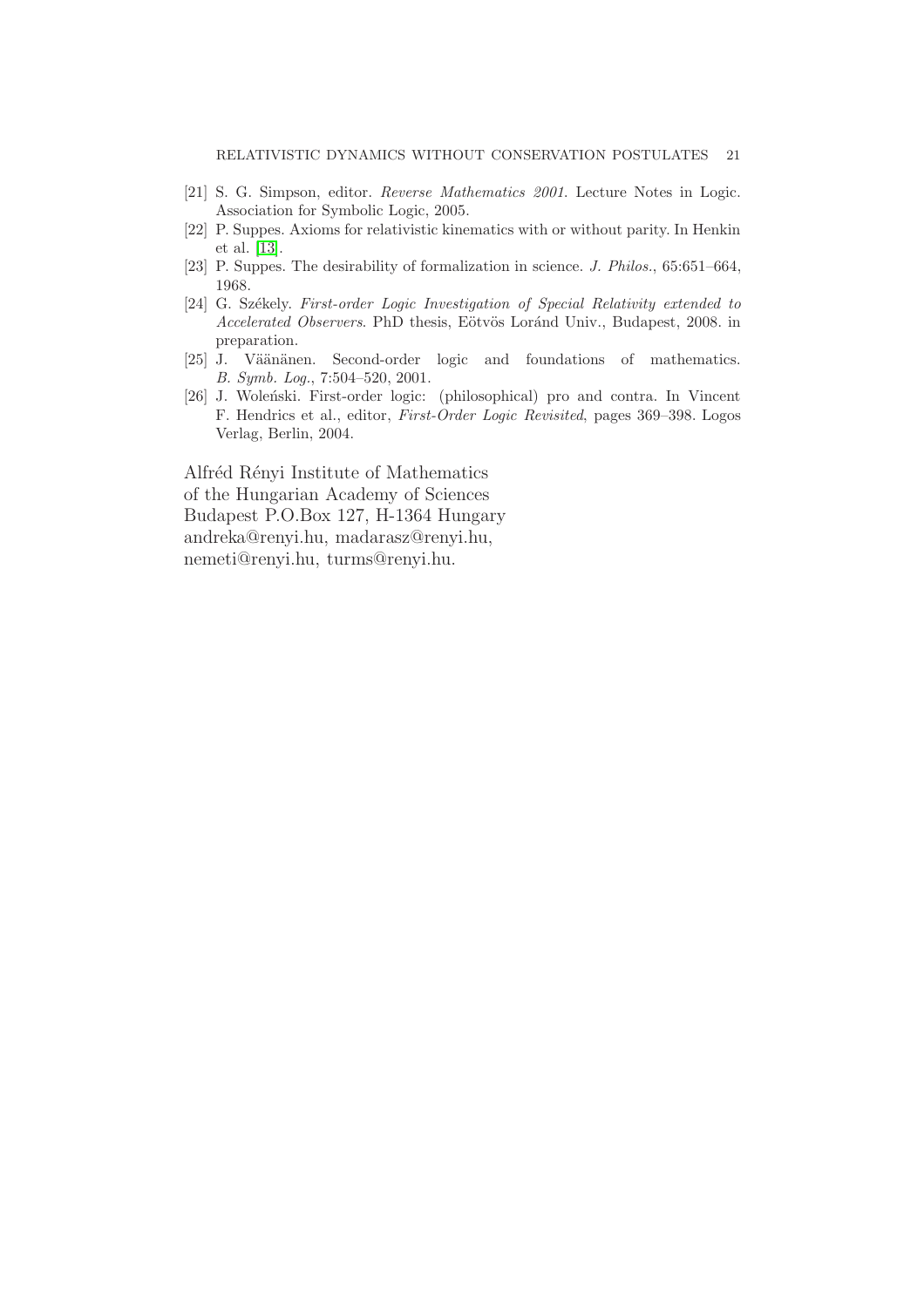[21] S. G. Simpson, editor. *Reverse Mathematics 2001.* Lecture Notes in Logic. Association for Symbolic Logic, 2005.

[22] P. Suppes. Axioms for relativistic kinematics with or without parity. In Henkin et al. [13].

[23] P. Suppes. The desirability of formalization in science. *J. Philos.*, 65:651–664, 1968.

[24] G. Székely. *First-order Logic Investigation of Special Relativity extended to Accelerated Observers*. PhD thesis, Eötvös Loránd Univ., Budapest, 2008. in preparation.

[25] J. Väänänen. Second-order logic and foundations of mathematics. *B. Symb. Log.*, 7:504–520, 2001.

[26] J. Woleński. First-order logic: (philosophical) pro and contra. In Vincent F. Hendrics et al., editor, *First-Order Logic Revisited*, pages 369–398. Logos Verlag, Berlin, 2004.

Alfréd Rényi Institute of Mathematics
of the Hungarian Academy of Sciences
Budapest P.O.Box 127, H-1364 Hungary
andreka@renyi.hu, madarasz@renyi.hu,
nemeti@renyi.hu, turms@renyi.hu.